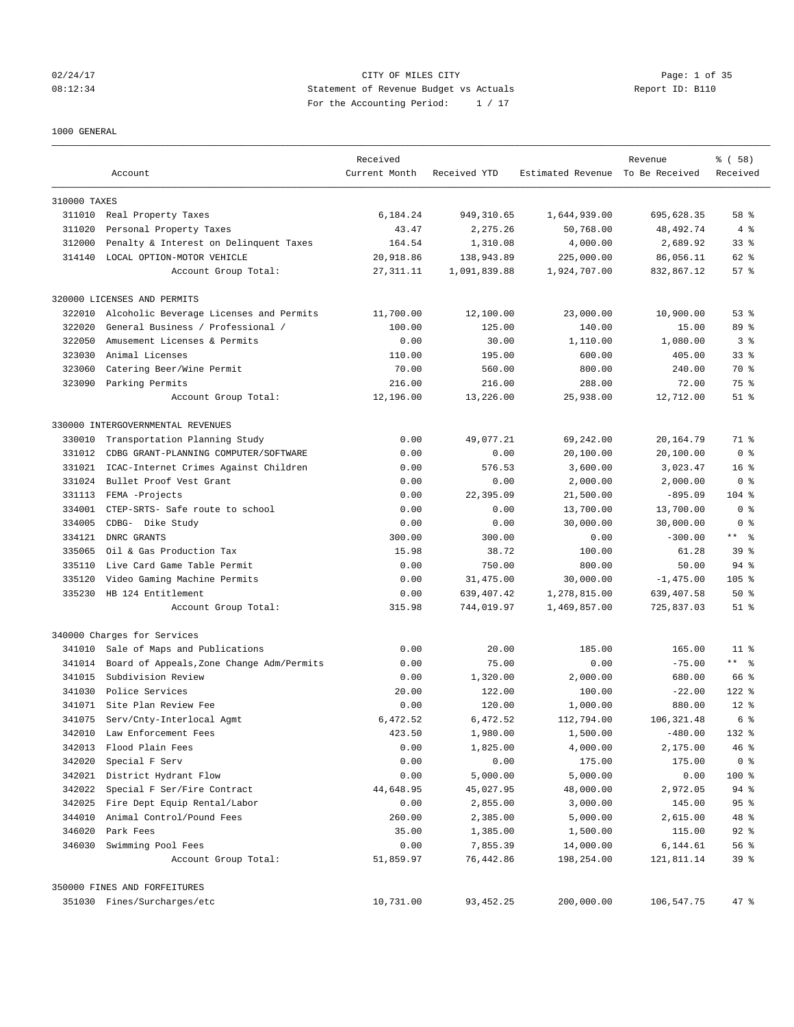CITY OF MILES CITY
Statement of Revenue Budget vs Actuals
For the Accounting Period: 1 / 17

02/24/17
08:12:34

Report ID: B110

1000 GENERAL

| | Account | Received Current Month | Received YTD | Estimated Revenue | Revenue To Be Received | % ( 58) Received |
|---|---|---|---|---|---|---|
| 310000 TAXES | | | | | | |
| 311010 | Real Property Taxes | 6,184.24 | 949,310.65 | 1,644,939.00 | 695,628.35 | 58 % |
| 311020 | Personal Property Taxes | 43.47 | 2,275.26 | 50,768.00 | 48,492.74 | 4 % |
| 312000 | Penalty & Interest on Delinquent Taxes | 164.54 | 1,310.08 | 4,000.00 | 2,689.92 | 33 % |
| 314140 | LOCAL OPTION-MOTOR VEHICLE | 20,918.86 | 138,943.89 | 225,000.00 | 86,056.11 | 62 % |
| | Account Group Total: | 27,311.11 | 1,091,839.88 | 1,924,707.00 | 832,867.12 | 57 % |
| 320000 LICENSES AND PERMITS | | | | | | |
| 322010 | Alcoholic Beverage Licenses and Permits | 11,700.00 | 12,100.00 | 23,000.00 | 10,900.00 | 53 % |
| 322020 | General Business / Professional / | 100.00 | 125.00 | 140.00 | 15.00 | 89 % |
| 322050 | Amusement Licenses & Permits | 0.00 | 30.00 | 1,110.00 | 1,080.00 | 3 % |
| 323030 | Animal Licenses | 110.00 | 195.00 | 600.00 | 405.00 | 33 % |
| 323060 | Catering Beer/Wine Permit | 70.00 | 560.00 | 800.00 | 240.00 | 70 % |
| 323090 | Parking Permits | 216.00 | 216.00 | 288.00 | 72.00 | 75 % |
| | Account Group Total: | 12,196.00 | 13,226.00 | 25,938.00 | 12,712.00 | 51 % |
| 330000 INTERGOVERNMENTAL REVENUES | | | | | | |
| 330010 | Transportation Planning Study | 0.00 | 49,077.21 | 69,242.00 | 20,164.79 | 71 % |
| 331012 | CDBG GRANT-PLANNING COMPUTER/SOFTWARE | 0.00 | 0.00 | 20,100.00 | 20,100.00 | 0 % |
| 331021 | ICAC-Internet Crimes Against Children | 0.00 | 576.53 | 3,600.00 | 3,023.47 | 16 % |
| 331024 | Bullet Proof Vest Grant | 0.00 | 0.00 | 2,000.00 | 2,000.00 | 0 % |
| 331113 | FEMA -Projects | 0.00 | 22,395.09 | 21,500.00 | -895.09 | 104 % |
| 334001 | CTEP-SRTS- Safe route to school | 0.00 | 0.00 | 13,700.00 | 13,700.00 | 0 % |
| 334005 | CDBG- Dike Study | 0.00 | 0.00 | 30,000.00 | 30,000.00 | 0 % |
| 334121 | DNRC GRANTS | 300.00 | 300.00 | 0.00 | -300.00 | ** % |
| 335065 | Oil & Gas Production Tax | 15.98 | 38.72 | 100.00 | 61.28 | 39 % |
| 335110 | Live Card Game Table Permit | 0.00 | 750.00 | 800.00 | 50.00 | 94 % |
| 335120 | Video Gaming Machine Permits | 0.00 | 31,475.00 | 30,000.00 | -1,475.00 | 105 % |
| 335230 | HB 124 Entitlement | 0.00 | 639,407.42 | 1,278,815.00 | 639,407.58 | 50 % |
| | Account Group Total: | 315.98 | 744,019.97 | 1,469,857.00 | 725,837.03 | 51 % |
| 340000 Charges for Services | | | | | | |
| 341010 | Sale of Maps and Publications | 0.00 | 20.00 | 185.00 | 165.00 | 11 % |
| 341014 | Board of Appeals,Zone Change Adm/Permits | 0.00 | 75.00 | 0.00 | -75.00 | ** % |
| 341015 | Subdivision Review | 0.00 | 1,320.00 | 2,000.00 | 680.00 | 66 % |
| 341030 | Police Services | 20.00 | 122.00 | 100.00 | -22.00 | 122 % |
| 341071 | Site Plan Review Fee | 0.00 | 120.00 | 1,000.00 | 880.00 | 12 % |
| 341075 | Serv/Cnty-Interlocal Agmt | 6,472.52 | 6,472.52 | 112,794.00 | 106,321.48 | 6 % |
| 342010 | Law Enforcement Fees | 423.50 | 1,980.00 | 1,500.00 | -480.00 | 132 % |
| 342013 | Flood Plain Fees | 0.00 | 1,825.00 | 4,000.00 | 2,175.00 | 46 % |
| 342020 | Special F Serv | 0.00 | 0.00 | 175.00 | 175.00 | 0 % |
| 342021 | District Hydrant Flow | 0.00 | 5,000.00 | 5,000.00 | 0.00 | 100 % |
| 342022 | Special F Ser/Fire Contract | 44,648.95 | 45,027.95 | 48,000.00 | 2,972.05 | 94 % |
| 342025 | Fire Dept Equip Rental/Labor | 0.00 | 2,855.00 | 3,000.00 | 145.00 | 95 % |
| 344010 | Animal Control/Pound Fees | 260.00 | 2,385.00 | 5,000.00 | 2,615.00 | 48 % |
| 346020 | Park Fees | 35.00 | 1,385.00 | 1,500.00 | 115.00 | 92 % |
| 346030 | Swimming Pool Fees | 0.00 | 7,855.39 | 14,000.00 | 6,144.61 | 56 % |
| | Account Group Total: | 51,859.97 | 76,442.86 | 198,254.00 | 121,811.14 | 39 % |
| 350000 FINES AND FORFEITURES | | | | | | |
| 351030 | Fines/Surcharges/etc | 10,731.00 | 93,452.25 | 200,000.00 | 106,547.75 | 47 % |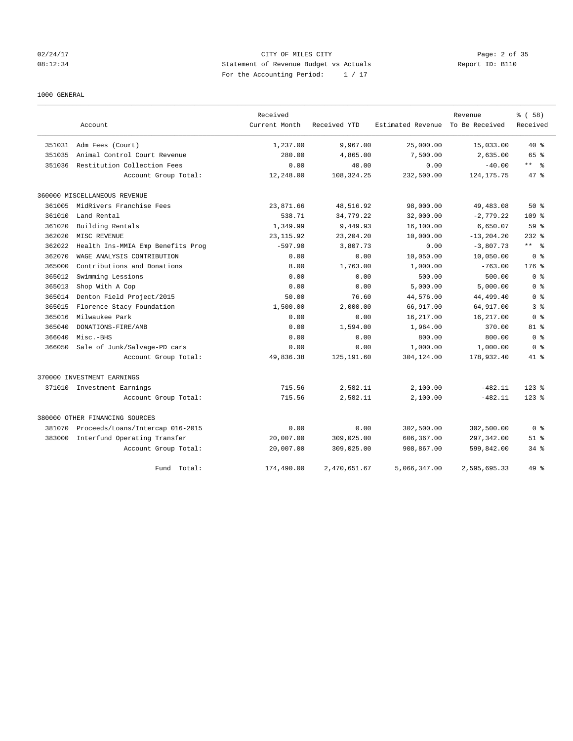CITY OF MILES CITY

Statement of Revenue Budget vs Actuals

For the Accounting Period: 1 / 17

1000 GENERAL

| Account | | Received Current Month | Received YTD | Estimated Revenue | Revenue To Be Received | % ( 58) Received |
|---|---|---|---|---|---|---|
| 351031 | Adm Fees (Court) | 1,237.00 | 9,967.00 | 25,000.00 | 15,033.00 | 40 % |
| 351035 | Animal Control Court Revenue | 280.00 | 4,865.00 | 7,500.00 | 2,635.00 | 65 % |
| 351036 | Restitution Collection Fees | 0.00 | 40.00 | 0.00 | -40.00 | ** % |
| | Account Group Total: | 12,248.00 | 108,324.25 | 232,500.00 | 124,175.75 | 47 % |
| 360000 MISCELLANEOUS REVENUE | | | | | | |
| 361005 | MidRivers Franchise Fees | 23,871.66 | 48,516.92 | 98,000.00 | 49,483.08 | 50 % |
| 361010 | Land Rental | 538.71 | 34,779.22 | 32,000.00 | -2,779.22 | 109 % |
| 361020 | Building Rentals | 1,349.99 | 9,449.93 | 16,100.00 | 6,650.07 | 59 % |
| 362020 | MISC REVENUE | 23,115.92 | 23,204.20 | 10,000.00 | -13,204.20 | 232 % |
| 362022 | Health Ins-MMIA Emp Benefits Prog | -597.90 | 3,807.73 | 0.00 | -3,807.73 | ** % |
| 362070 | WAGE ANALYSIS CONTRIBUTION | 0.00 | 0.00 | 10,050.00 | 10,050.00 | 0 % |
| 365000 | Contributions and Donations | 8.00 | 1,763.00 | 1,000.00 | -763.00 | 176 % |
| 365012 | Swimming Lessions | 0.00 | 0.00 | 500.00 | 500.00 | 0 % |
| 365013 | Shop With A Cop | 0.00 | 0.00 | 5,000.00 | 5,000.00 | 0 % |
| 365014 | Denton Field Project/2015 | 50.00 | 76.60 | 44,576.00 | 44,499.40 | 0 % |
| 365015 | Florence Stacy Foundation | 1,500.00 | 2,000.00 | 66,917.00 | 64,917.00 | 3 % |
| 365016 | Milwaukee Park | 0.00 | 0.00 | 16,217.00 | 16,217.00 | 0 % |
| 365040 | DONATIONS-FIRE/AMB | 0.00 | 1,594.00 | 1,964.00 | 370.00 | 81 % |
| 366040 | Misc.-BHS | 0.00 | 0.00 | 800.00 | 800.00 | 0 % |
| 366050 | Sale of Junk/Salvage-PD cars | 0.00 | 0.00 | 1,000.00 | 1,000.00 | 0 % |
| | Account Group Total: | 49,836.38 | 125,191.60 | 304,124.00 | 178,932.40 | 41 % |
| 370000 INVESTMENT EARNINGS | | | | | | |
| 371010 | Investment Earnings | 715.56 | 2,582.11 | 2,100.00 | -482.11 | 123 % |
| | Account Group Total: | 715.56 | 2,582.11 | 2,100.00 | -482.11 | 123 % |
| 380000 OTHER FINANCING SOURCES | | | | | | |
| 381070 | Proceeds/Loans/Intercap 016-2015 | 0.00 | 0.00 | 302,500.00 | 302,500.00 | 0 % |
| 383000 | Interfund Operating Transfer | 20,007.00 | 309,025.00 | 606,367.00 | 297,342.00 | 51 % |
| | Account Group Total: | 20,007.00 | 309,025.00 | 908,867.00 | 599,842.00 | 34 % |
| | Fund Total: | 174,490.00 | 2,470,651.67 | 5,066,347.00 | 2,595,695.33 | 49 % |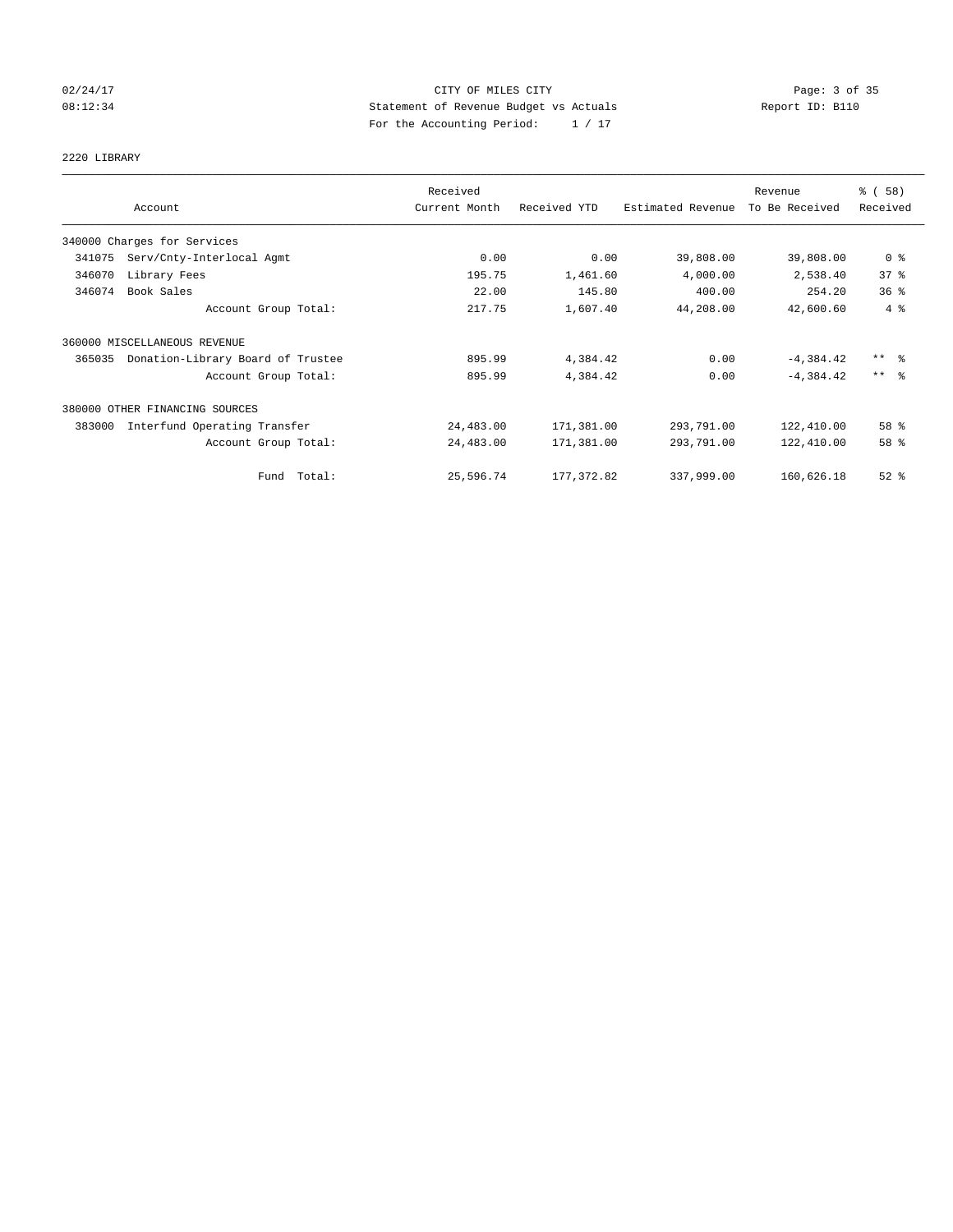CITY OF MILES CITY
Statement of Revenue Budget vs Actuals
For the Accounting Period: 1 / 17

02/24/17
08:12:34

Report ID: B110

## 2220 LIBRARY

| Account | Received Current Month | Received YTD | Estimated Revenue | Revenue To Be Received | % ( 58) Received |
|---|---|---|---|---|---|
| 340000 Charges for Services | | | | | |
| 341075 Serv/Cnty-Interlocal Agmt | 0.00 | 0.00 | 39,808.00 | 39,808.00 | 0 % |
| 346070 Library Fees | 195.75 | 1,461.60 | 4,000.00 | 2,538.40 | 37 % |
| 346074 Book Sales | 22.00 | 145.80 | 400.00 | 254.20 | 36 % |
| Account Group Total: | 217.75 | 1,607.40 | 44,208.00 | 42,600.60 | 4 % |
| 360000 MISCELLANEOUS REVENUE | | | | | |
| 365035 Donation-Library Board of Trustee | 895.99 | 4,384.42 | 0.00 | -4,384.42 | ** % |
| Account Group Total: | 895.99 | 4,384.42 | 0.00 | -4,384.42 | ** % |
| 380000 OTHER FINANCING SOURCES | | | | | |
| 383000 Interfund Operating Transfer | 24,483.00 | 171,381.00 | 293,791.00 | 122,410.00 | 58 % |
| Account Group Total: | 24,483.00 | 171,381.00 | 293,791.00 | 122,410.00 | 58 % |
| Fund Total: | 25,596.74 | 177,372.82 | 337,999.00 | 160,626.18 | 52 % |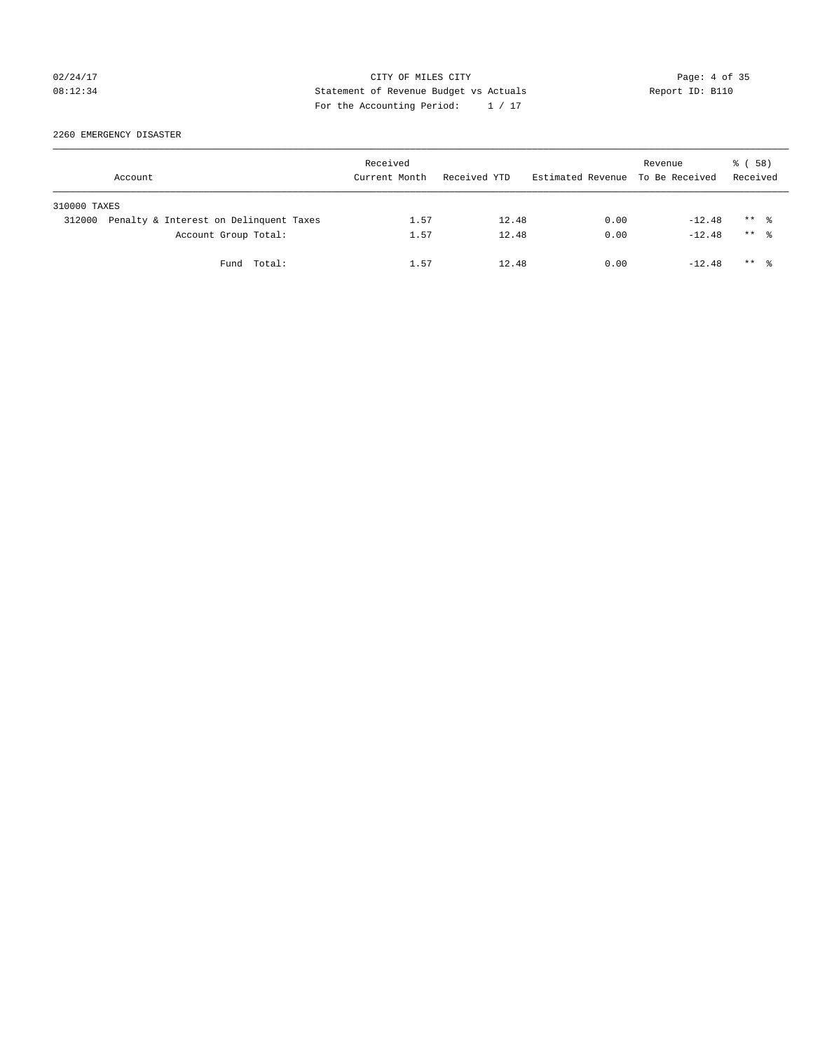CITY OF MILES CITY
Statement of Revenue Budget vs Actuals
For the Accounting Period: 1 / 17

02/24/17
08:12:34

Report ID: B110

## 2260 EMERGENCY DISASTER

| Account | Received Current Month | Received YTD | Estimated Revenue | Revenue To Be Received | % ( 58) Received |
|---|---|---|---|---|---|
| 310000 TAXES | | | | | |
| 312000 Penalty & Interest on Delinquent Taxes | 1.57 | 12.48 | 0.00 | -12.48 | ** % |
| Account Group Total: | 1.57 | 12.48 | 0.00 | -12.48 | ** % |
| Fund Total: | 1.57 | 12.48 | 0.00 | -12.48 | ** % |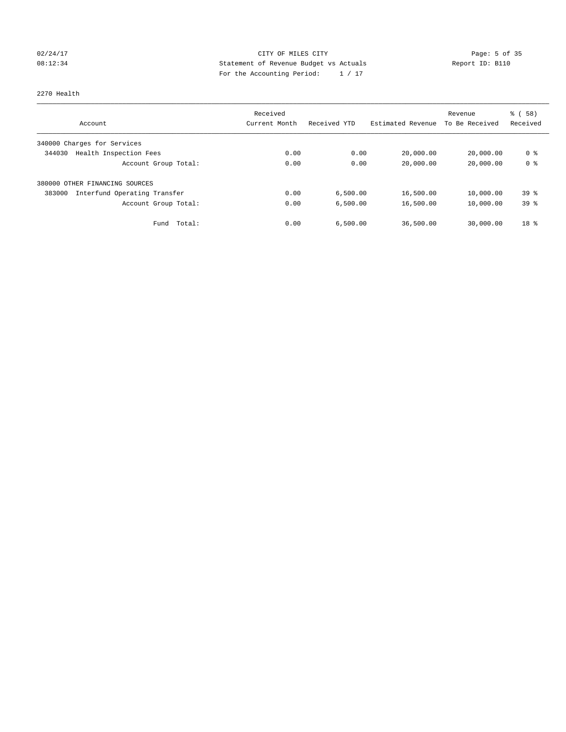CITY OF MILES CITY
Statement of Revenue Budget vs Actuals
For the Accounting Period: 1 / 17

02/24/17
08:12:34

Report ID: B110

2270 Health

| Account | Received Current Month | Received YTD | Estimated Revenue | Revenue To Be Received | % ( 58) Received |
|---|---|---|---|---|---|
| 340000 Charges for Services | | | | | |
| 344030 Health Inspection Fees | 0.00 | 0.00 | 20,000.00 | 20,000.00 | 0 % |
| Account Group Total: | 0.00 | 0.00 | 20,000.00 | 20,000.00 | 0 % |
| 380000 OTHER FINANCING SOURCES | | | | | |
| 383000 Interfund Operating Transfer | 0.00 | 6,500.00 | 16,500.00 | 10,000.00 | 39 % |
| Account Group Total: | 0.00 | 6,500.00 | 16,500.00 | 10,000.00 | 39 % |
| Fund Total: | 0.00 | 6,500.00 | 36,500.00 | 30,000.00 | 18 % |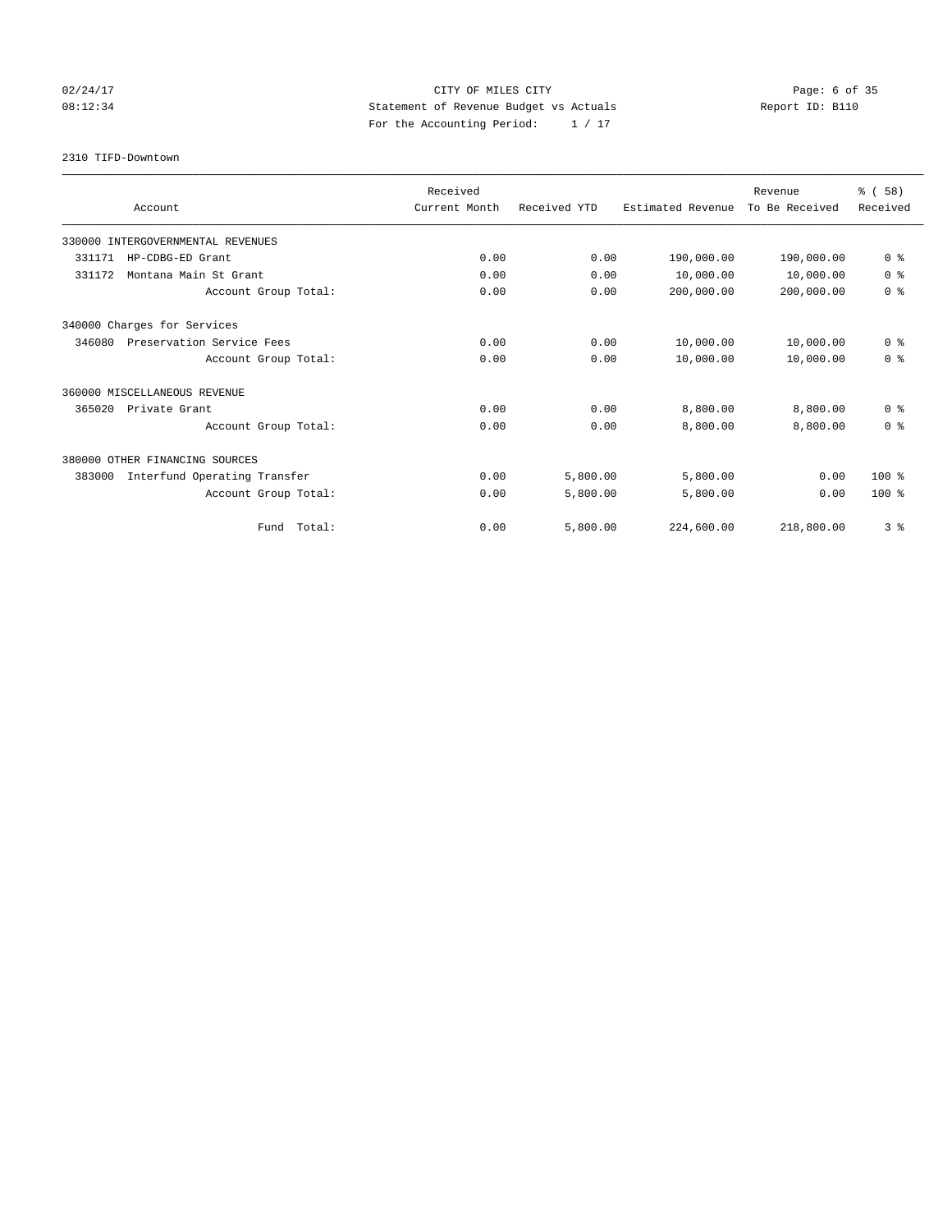# CITY OF MILES CITY

## Statement of Revenue Budget vs Actuals

For the Accounting Period: 1 / 17

02/24/17 08:12:34 — Report ID: B110

### 2310 TIFD-Downtown

| Account | Received Current Month | Received YTD | Estimated Revenue | Revenue To Be Received | % ( 58) Received |
|---|---|---|---|---|---|
| 330000 INTERGOVERNMENTAL REVENUES | | | | | |
| 331171 HP-CDBG-ED Grant | 0.00 | 0.00 | 190,000.00 | 190,000.00 | 0 % |
| 331172 Montana Main St Grant | 0.00 | 0.00 | 10,000.00 | 10,000.00 | 0 % |
| Account Group Total: | 0.00 | 0.00 | 200,000.00 | 200,000.00 | 0 % |
| 340000 Charges for Services | | | | | |
| 346080 Preservation Service Fees | 0.00 | 0.00 | 10,000.00 | 10,000.00 | 0 % |
| Account Group Total: | 0.00 | 0.00 | 10,000.00 | 10,000.00 | 0 % |
| 360000 MISCELLANEOUS REVENUE | | | | | |
| 365020 Private Grant | 0.00 | 0.00 | 8,800.00 | 8,800.00 | 0 % |
| Account Group Total: | 0.00 | 0.00 | 8,800.00 | 8,800.00 | 0 % |
| 380000 OTHER FINANCING SOURCES | | | | | |
| 383000 Interfund Operating Transfer | 0.00 | 5,800.00 | 5,800.00 | 0.00 | 100 % |
| Account Group Total: | 0.00 | 5,800.00 | 5,800.00 | 0.00 | 100 % |
| Fund Total: | 0.00 | 5,800.00 | 224,600.00 | 218,800.00 | 3 % |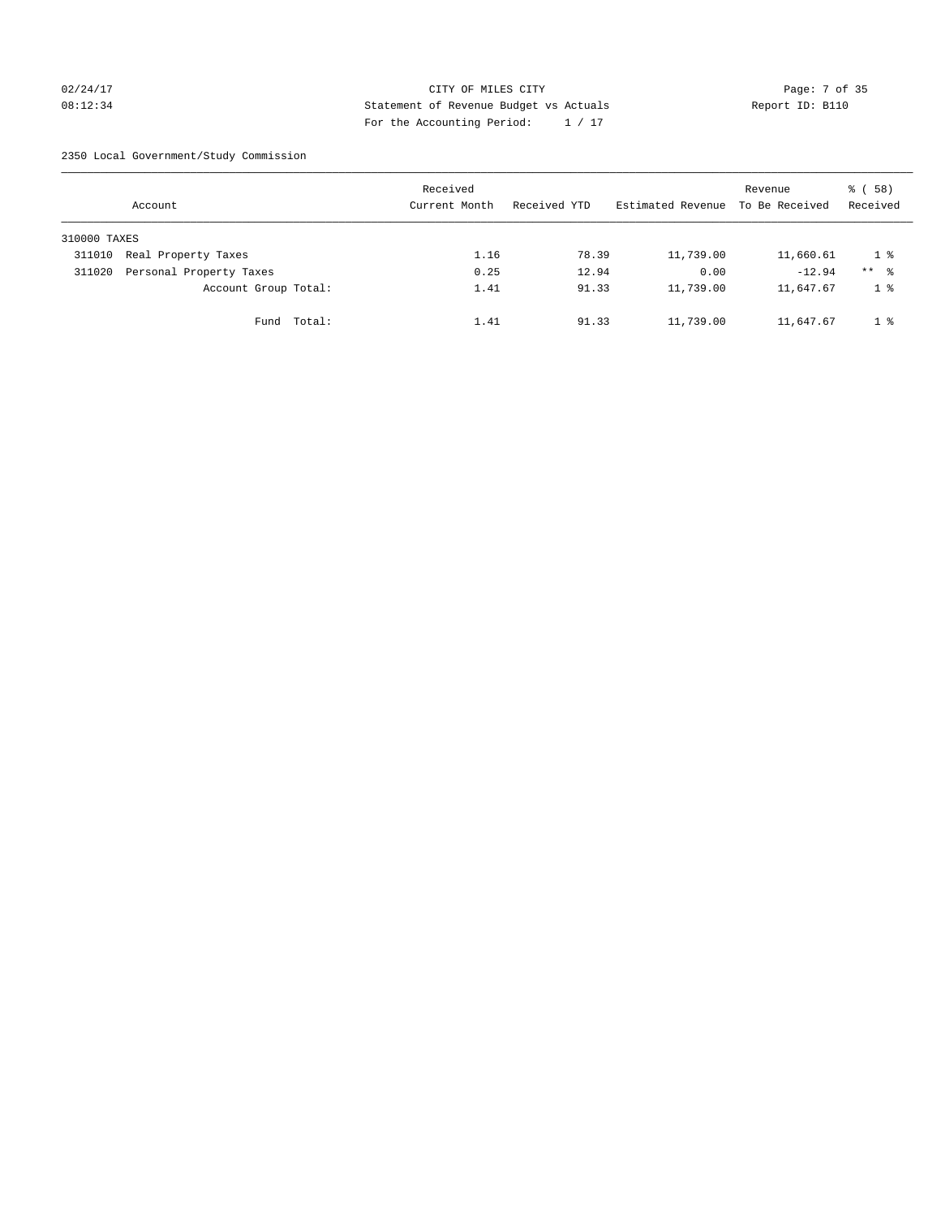CITY OF MILES CITY
Statement of Revenue Budget vs Actuals
For the Accounting Period: 1 / 17

02/24/17 08:12:34 Report ID: B110

2350 Local Government/Study Commission

| Account | | Received Current Month | Received YTD | Estimated Revenue | Revenue To Be Received | % ( 58) Received |
|---|---|---|---|---|---|---|
| 310000 TAXES | | | | | | |
| 311010 | Real Property Taxes | 1.16 | 78.39 | 11,739.00 | 11,660.61 | 1 % |
| 311020 | Personal Property Taxes | 0.25 | 12.94 | 0.00 | -12.94 | ** % |
| | Account Group Total: | 1.41 | 91.33 | 11,739.00 | 11,647.67 | 1 % |
| | Fund Total: | 1.41 | 91.33 | 11,739.00 | 11,647.67 | 1 % |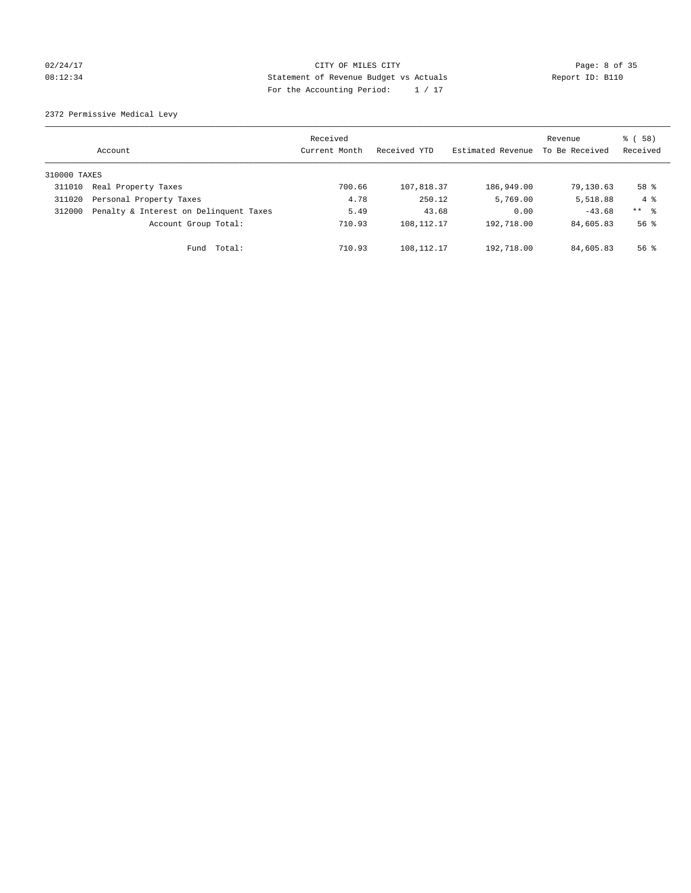CITY OF MILES CITY
Statement of Revenue Budget vs Actuals
For the Accounting Period: 1 / 17

02/24/17
08:12:34

Report ID: B110

## 2372 Permissive Medical Levy

| Account | | Received Current Month | Received YTD | Estimated Revenue | Revenue To Be Received | % ( 58) Received |
|---|---|---|---|---|---|---|
| 310000 TAXES | | | | | | |
| 311010 | Real Property Taxes | 700.66 | 107,818.37 | 186,949.00 | 79,130.63 | 58 % |
| 311020 | Personal Property Taxes | 4.78 | 250.12 | 5,769.00 | 5,518.88 | 4 % |
| 312000 | Penalty & Interest on Delinquent Taxes | 5.49 | 43.68 | 0.00 | -43.68 | ** % |
| | Account Group Total: | 710.93 | 108,112.17 | 192,718.00 | 84,605.83 | 56 % |
| | Fund Total: | 710.93 | 108,112.17 | 192,718.00 | 84,605.83 | 56 % |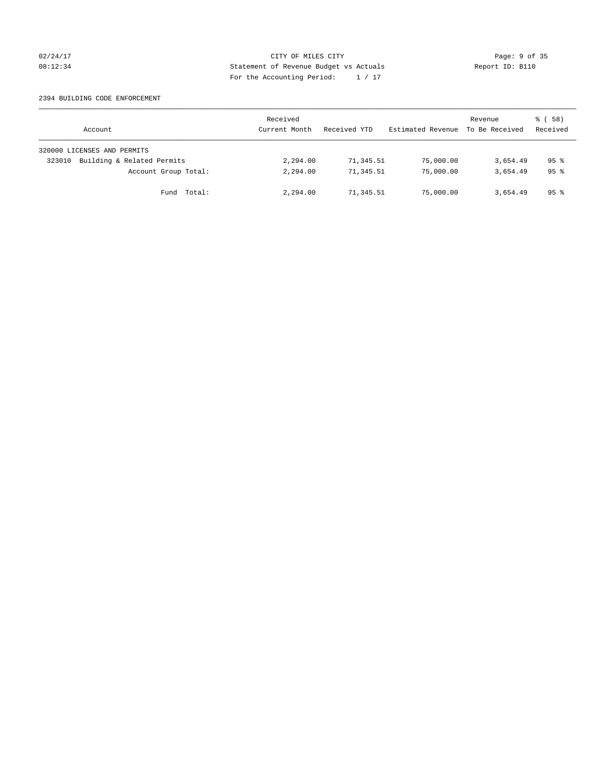CITY OF MILES CITY
Statement of Revenue Budget vs Actuals
For the Accounting Period: 1 / 17

02/24/17
08:12:34

Report ID: B110

2394 BUILDING CODE ENFORCEMENT

| Account | Received Current Month | Received YTD | Estimated Revenue | Revenue To Be Received | % ( 58) Received |
|---|---|---|---|---|---|
| 320000 LICENSES AND PERMITS | | | | | |
| 323010 Building & Related Permits | 2,294.00 | 71,345.51 | 75,000.00 | 3,654.49 | 95 % |
| Account Group Total: | 2,294.00 | 71,345.51 | 75,000.00 | 3,654.49 | 95 % |
| Fund Total: | 2,294.00 | 71,345.51 | 75,000.00 | 3,654.49 | 95 % |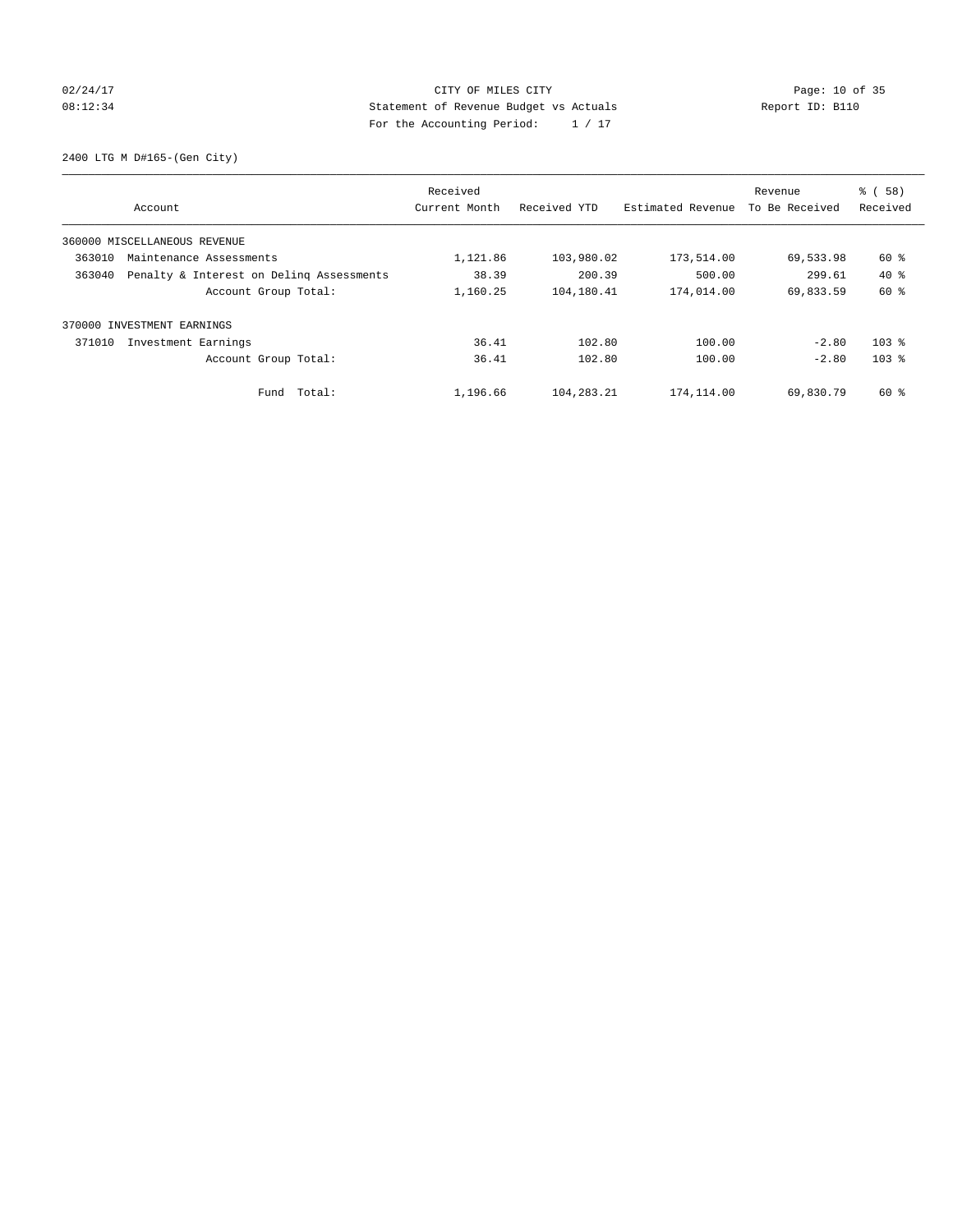CITY OF MILES CITY

Statement of Revenue Budget vs Actuals

For the Accounting Period: 1 / 17

02/24/17 08:12:34 Report ID: B110

2400 LTG M D#165-(Gen City)

| Account | Received Current Month | Received YTD | Estimated Revenue | Revenue To Be Received | % ( 58) Received |
|---|---|---|---|---|---|
| 360000 MISCELLANEOUS REVENUE | | | | | |
| 363010 Maintenance Assessments | 1,121.86 | 103,980.02 | 173,514.00 | 69,533.98 | 60 % |
| 363040 Penalty & Interest on Delinq Assessments | 38.39 | 200.39 | 500.00 | 299.61 | 40 % |
| Account Group Total: | 1,160.25 | 104,180.41 | 174,014.00 | 69,833.59 | 60 % |
| 370000 INVESTMENT EARNINGS | | | | | |
| 371010 Investment Earnings | 36.41 | 102.80 | 100.00 | -2.80 | 103 % |
| Account Group Total: | 36.41 | 102.80 | 100.00 | -2.80 | 103 % |
| Fund Total: | 1,196.66 | 104,283.21 | 174,114.00 | 69,830.79 | 60 % |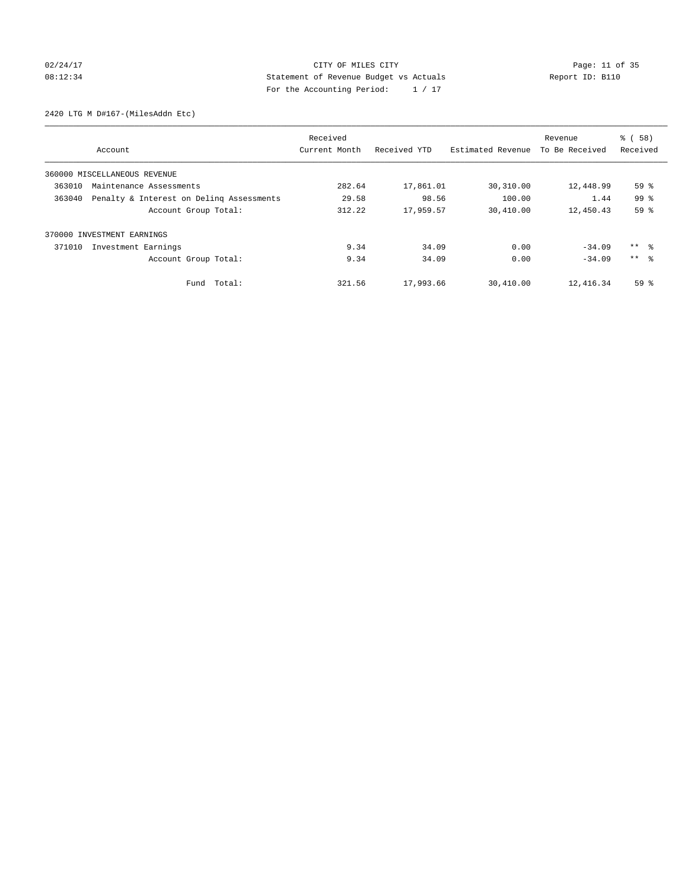CITY OF MILES CITY
Statement of Revenue Budget vs Actuals
For the Accounting Period: 1 / 17

02/24/17
08:12:34

Report ID: B110

2420 LTG M D#167-(MilesAddn Etc)

| Account | Received Current Month | Received YTD | Estimated Revenue | Revenue To Be Received | % ( 58) Received |
|---|---|---|---|---|---|
| 360000 MISCELLANEOUS REVENUE | | | | | |
| 363010 Maintenance Assessments | 282.64 | 17,861.01 | 30,310.00 | 12,448.99 | 59 % |
| 363040 Penalty & Interest on Delinq Assessments | 29.58 | 98.56 | 100.00 | 1.44 | 99 % |
| Account Group Total: | 312.22 | 17,959.57 | 30,410.00 | 12,450.43 | 59 % |
| 370000 INVESTMENT EARNINGS | | | | | |
| 371010 Investment Earnings | 9.34 | 34.09 | 0.00 | -34.09 | ** % |
| Account Group Total: | 9.34 | 34.09 | 0.00 | -34.09 | ** % |
| Fund Total: | 321.56 | 17,993.66 | 30,410.00 | 12,416.34 | 59 % |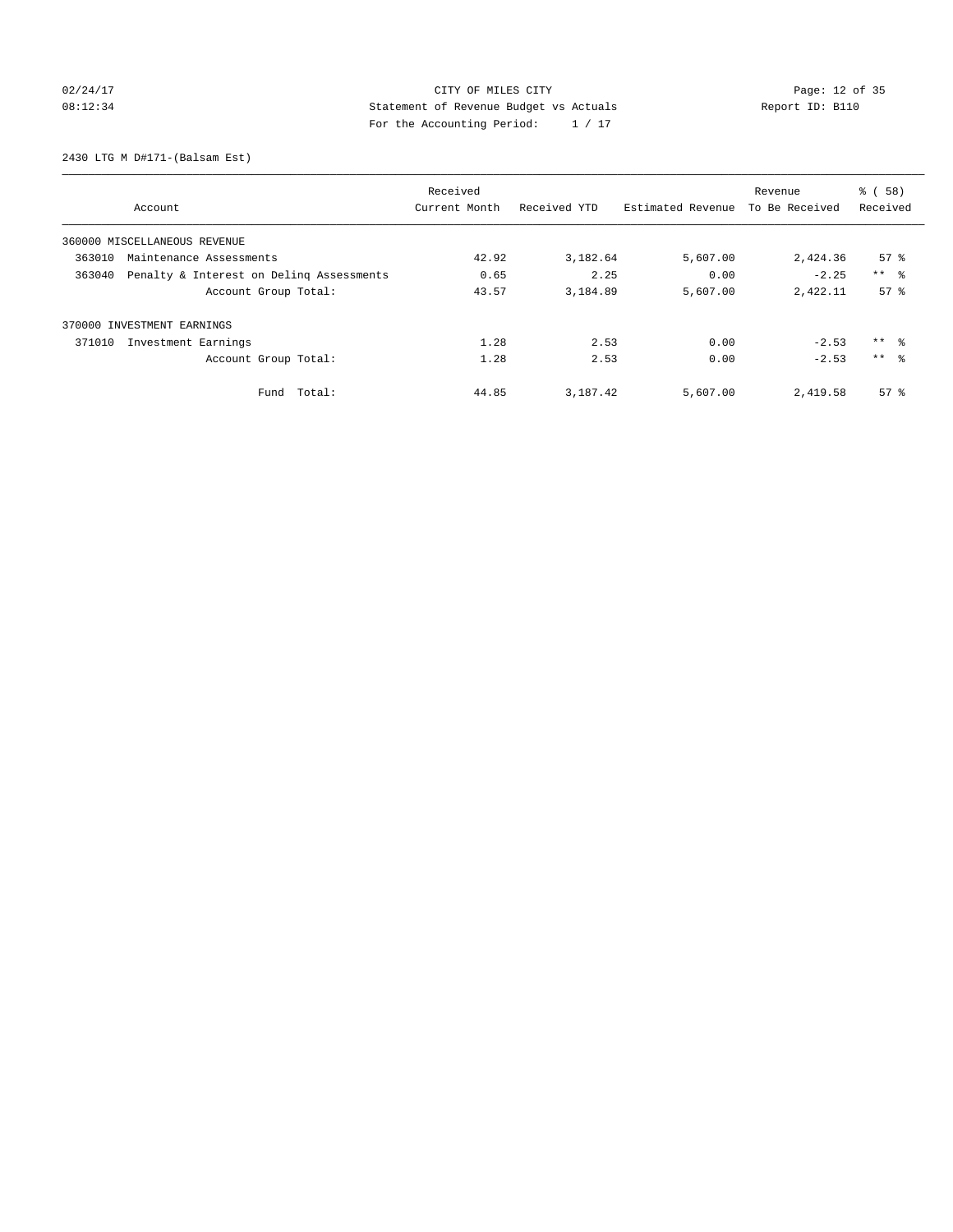CITY OF MILES CITY
Statement of Revenue Budget vs Actuals
For the Accounting Period: 1 / 17

02/24/17 08:12:34 Report ID: B110

2430 LTG M D#171-(Balsam Est)

| Account | Received Current Month | Received YTD | Estimated Revenue | Revenue To Be Received | % ( 58) Received |
|---|---|---|---|---|---|
| 360000 MISCELLANEOUS REVENUE | | | | | |
| 363010 Maintenance Assessments | 42.92 | 3,182.64 | 5,607.00 | 2,424.36 | 57 % |
| 363040 Penalty & Interest on Delinq Assessments | 0.65 | 2.25 | 0.00 | -2.25 | ** % |
| Account Group Total: | 43.57 | 3,184.89 | 5,607.00 | 2,422.11 | 57 % |
| 370000 INVESTMENT EARNINGS | | | | | |
| 371010 Investment Earnings | 1.28 | 2.53 | 0.00 | -2.53 | ** % |
| Account Group Total: | 1.28 | 2.53 | 0.00 | -2.53 | ** % |
| Fund Total: | 44.85 | 3,187.42 | 5,607.00 | 2,419.58 | 57 % |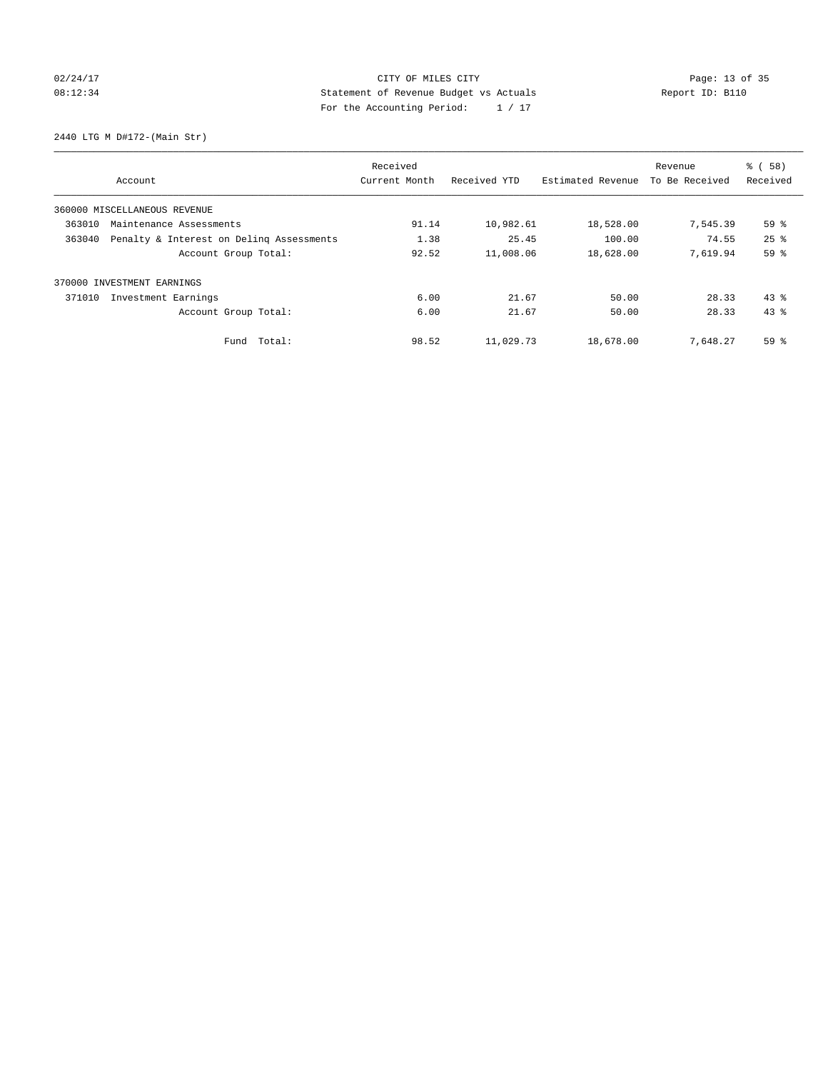CITY OF MILES CITY
Statement of Revenue Budget vs Actuals
For the Accounting Period: 1 / 17

02/24/17
08:12:34

Report ID: B110

2440 LTG M D#172-(Main Str)

| Account | Received Current Month | Received YTD | Estimated Revenue | Revenue To Be Received | % ( 58) Received |
|---|---|---|---|---|---|
| 360000 MISCELLANEOUS REVENUE | | | | | |
| 363010 Maintenance Assessments | 91.14 | 10,982.61 | 18,528.00 | 7,545.39 | 59 % |
| 363040 Penalty & Interest on Delinq Assessments | 1.38 | 25.45 | 100.00 | 74.55 | 25 % |
| Account Group Total: | 92.52 | 11,008.06 | 18,628.00 | 7,619.94 | 59 % |
| 370000 INVESTMENT EARNINGS | | | | | |
| 371010 Investment Earnings | 6.00 | 21.67 | 50.00 | 28.33 | 43 % |
| Account Group Total: | 6.00 | 21.67 | 50.00 | 28.33 | 43 % |
| Fund Total: | 98.52 | 11,029.73 | 18,678.00 | 7,648.27 | 59 % |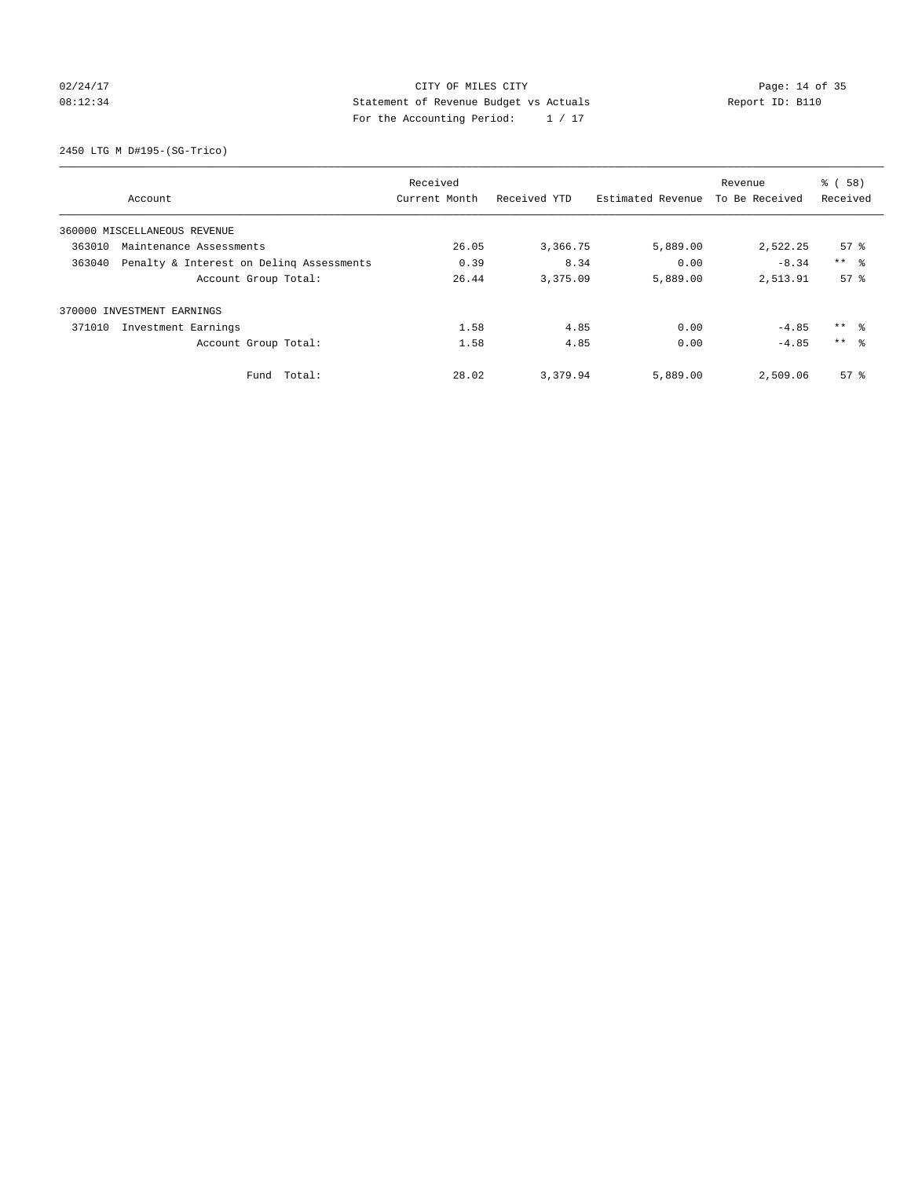CITY OF MILES CITY
Statement of Revenue Budget vs Actuals
For the Accounting Period: 1 / 17

02/24/17
08:12:34

Report ID: B110

2450 LTG M D#195-(SG-Trico)

| Account | Received Current Month | Received YTD | Estimated Revenue | Revenue To Be Received | % ( 58) Received |
|---|---|---|---|---|---|
| 360000 MISCELLANEOUS REVENUE | | | | | |
| 363010 Maintenance Assessments | 26.05 | 3,366.75 | 5,889.00 | 2,522.25 | 57 % |
| 363040 Penalty & Interest on Delinq Assessments | 0.39 | 8.34 | 0.00 | -8.34 | ** % |
| Account Group Total: | 26.44 | 3,375.09 | 5,889.00 | 2,513.91 | 57 % |
| 370000 INVESTMENT EARNINGS | | | | | |
| 371010 Investment Earnings | 1.58 | 4.85 | 0.00 | -4.85 | ** % |
| Account Group Total: | 1.58 | 4.85 | 0.00 | -4.85 | ** % |
| Fund Total: | 28.02 | 3,379.94 | 5,889.00 | 2,509.06 | 57 % |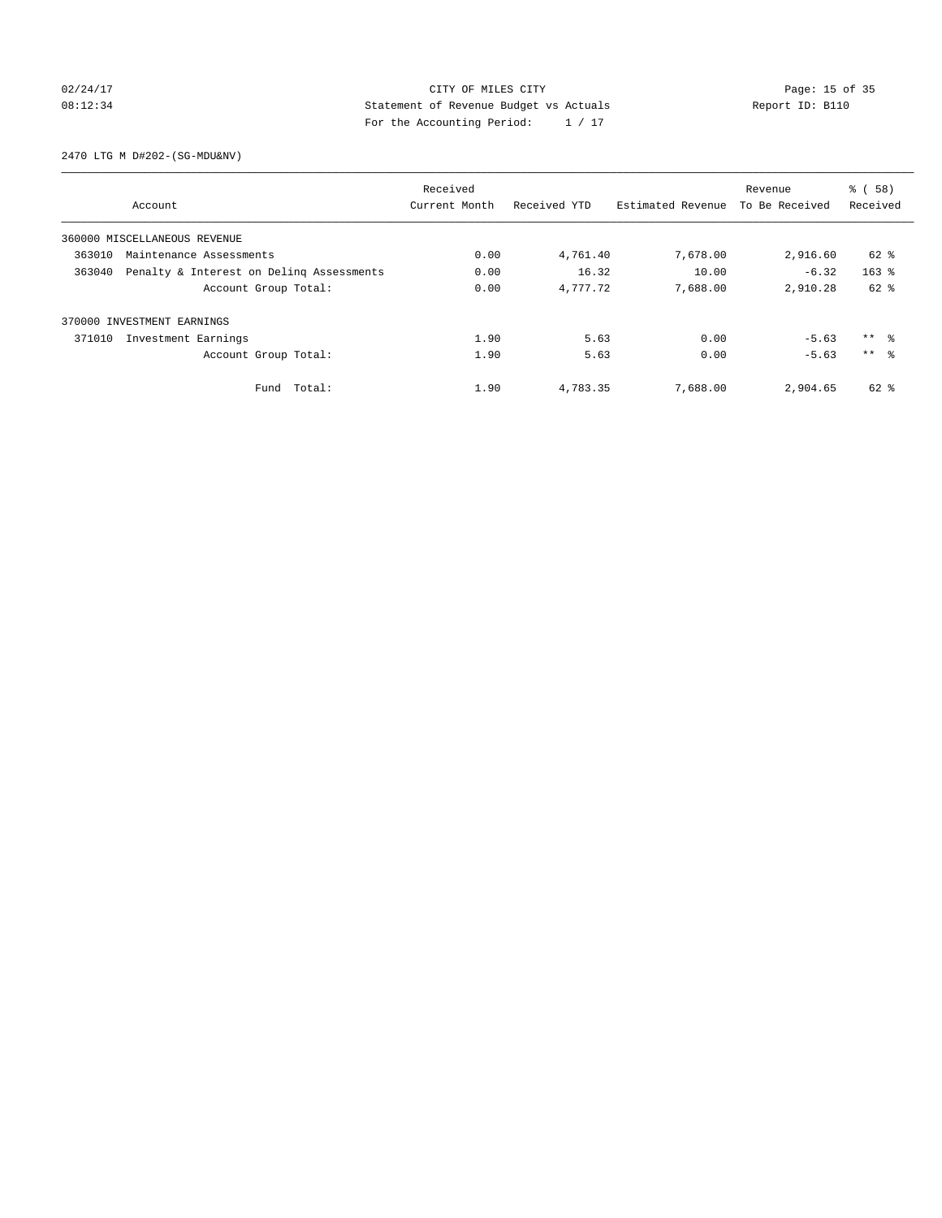CITY OF MILES CITY
Statement of Revenue Budget vs Actuals
For the Accounting Period: 1 / 17

02/24/17
08:12:34

Report ID: B110

2470 LTG M D#202-(SG-MDU&NV)

| Account | Received Current Month | Received YTD | Estimated Revenue | Revenue To Be Received | % ( 58) Received |
|---|---|---|---|---|---|
| 360000 MISCELLANEOUS REVENUE | | | | | |
| 363010 Maintenance Assessments | 0.00 | 4,761.40 | 7,678.00 | 2,916.60 | 62 % |
| 363040 Penalty & Interest on Delinq Assessments | 0.00 | 16.32 | 10.00 | -6.32 | 163 % |
| Account Group Total: | 0.00 | 4,777.72 | 7,688.00 | 2,910.28 | 62 % |
| 370000 INVESTMENT EARNINGS | | | | | |
| 371010 Investment Earnings | 1.90 | 5.63 | 0.00 | -5.63 | ** % |
| Account Group Total: | 1.90 | 5.63 | 0.00 | -5.63 | ** % |
| Fund Total: | 1.90 | 4,783.35 | 7,688.00 | 2,904.65 | 62 % |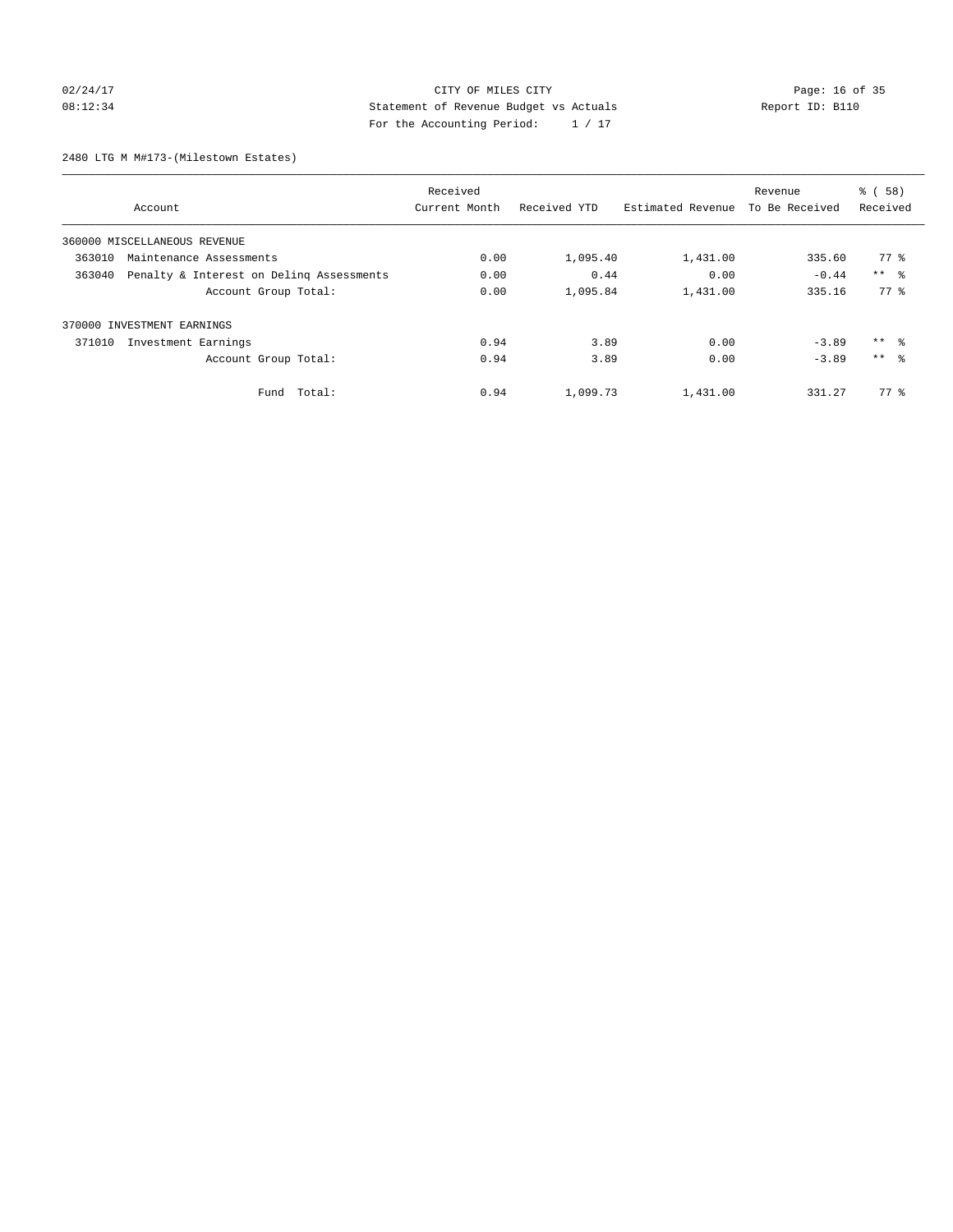CITY OF MILES CITY
Statement of Revenue Budget vs Actuals
For the Accounting Period: 1 / 17

02/24/17
08:12:34

Report ID: B110

2480 LTG M M#173-(Milestown Estates)

| Account | Received Current Month | Received YTD | Estimated Revenue | Revenue To Be Received | % ( 58) Received |
|---|---|---|---|---|---|
| 360000 MISCELLANEOUS REVENUE | | | | | |
| 363010 Maintenance Assessments | 0.00 | 1,095.40 | 1,431.00 | 335.60 | 77 % |
| 363040 Penalty & Interest on Delinq Assessments | 0.00 | 0.44 | 0.00 | -0.44 | ** % |
| Account Group Total: | 0.00 | 1,095.84 | 1,431.00 | 335.16 | 77 % |
| 370000 INVESTMENT EARNINGS | | | | | |
| 371010 Investment Earnings | 0.94 | 3.89 | 0.00 | -3.89 | ** % |
| Account Group Total: | 0.94 | 3.89 | 0.00 | -3.89 | ** % |
| Fund Total: | 0.94 | 1,099.73 | 1,431.00 | 331.27 | 77 % |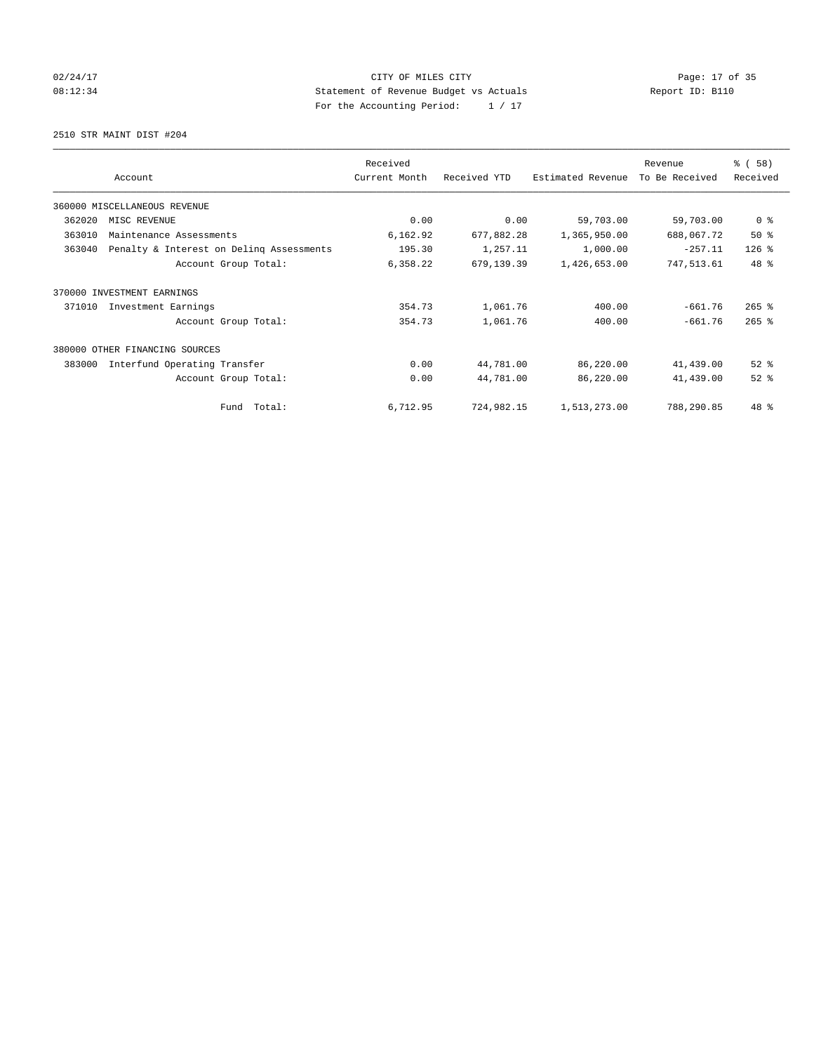CITY OF MILES CITY
Statement of Revenue Budget vs Actuals
For the Accounting Period: 1 / 17

2510 STR MAINT DIST #204

| Account | Received Current Month | Received YTD | Estimated Revenue | Revenue To Be Received | % ( 58) Received |
|---|---|---|---|---|---|
| 360000 MISCELLANEOUS REVENUE | | | | | |
| 362020 MISC REVENUE | 0.00 | 0.00 | 59,703.00 | 59,703.00 | 0 % |
| 363010 Maintenance Assessments | 6,162.92 | 677,882.28 | 1,365,950.00 | 688,067.72 | 50 % |
| 363040 Penalty & Interest on Delinq Assessments | 195.30 | 1,257.11 | 1,000.00 | -257.11 | 126 % |
| Account Group Total: | 6,358.22 | 679,139.39 | 1,426,653.00 | 747,513.61 | 48 % |
| 370000 INVESTMENT EARNINGS | | | | | |
| 371010 Investment Earnings | 354.73 | 1,061.76 | 400.00 | -661.76 | 265 % |
| Account Group Total: | 354.73 | 1,061.76 | 400.00 | -661.76 | 265 % |
| 380000 OTHER FINANCING SOURCES | | | | | |
| 383000 Interfund Operating Transfer | 0.00 | 44,781.00 | 86,220.00 | 41,439.00 | 52 % |
| Account Group Total: | 0.00 | 44,781.00 | 86,220.00 | 41,439.00 | 52 % |
| Fund Total: | 6,712.95 | 724,982.15 | 1,513,273.00 | 788,290.85 | 48 % |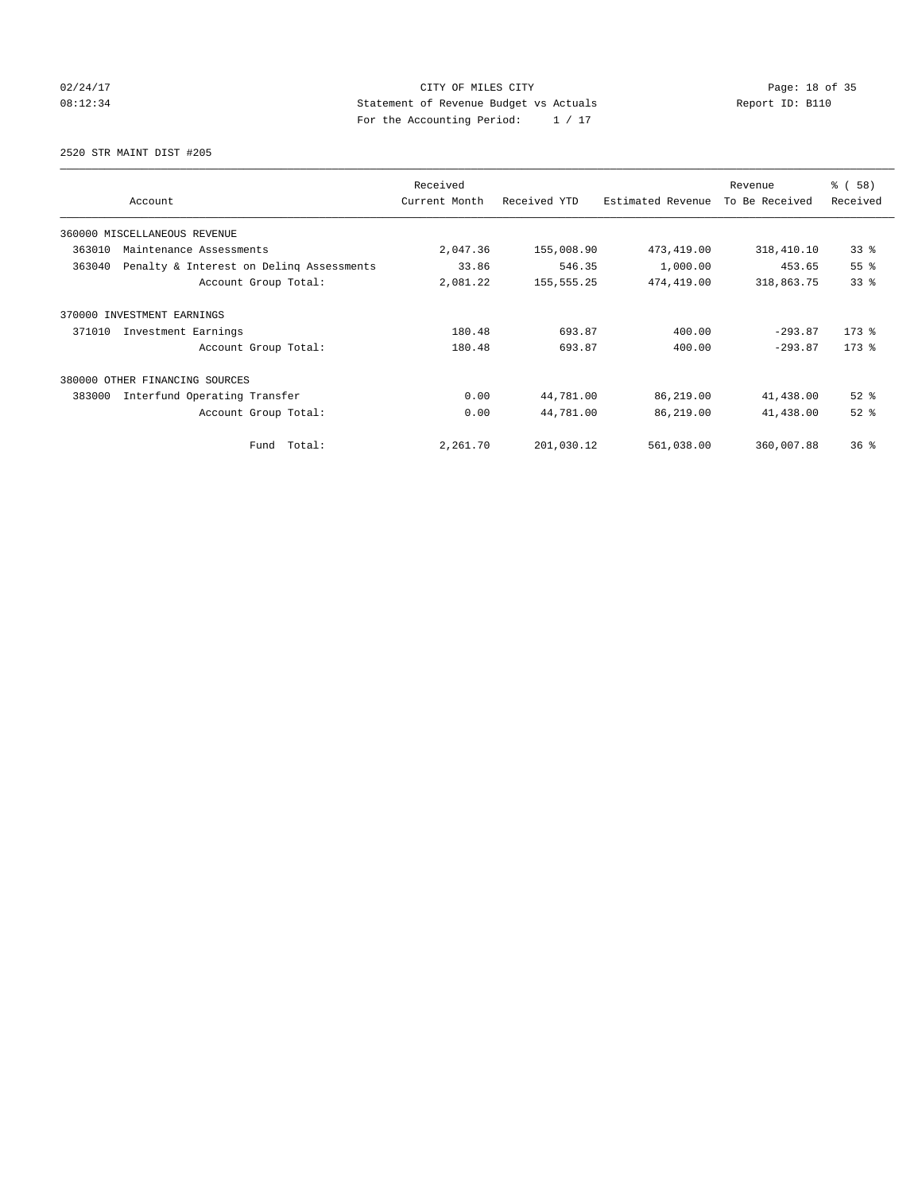CITY OF MILES CITY
Statement of Revenue Budget vs Actuals
For the Accounting Period: 1 / 17

02/24/17
08:12:34

Report ID: B110

2520 STR MAINT DIST #205

| Account | Received Current Month | Received YTD | Estimated Revenue | Revenue To Be Received | % ( 58) Received |
|---|---|---|---|---|---|
| 360000 MISCELLANEOUS REVENUE | | | | | |
| 363010 Maintenance Assessments | 2,047.36 | 155,008.90 | 473,419.00 | 318,410.10 | 33 % |
| 363040 Penalty & Interest on Delinq Assessments | 33.86 | 546.35 | 1,000.00 | 453.65 | 55 % |
| Account Group Total: | 2,081.22 | 155,555.25 | 474,419.00 | 318,863.75 | 33 % |
| 370000 INVESTMENT EARNINGS | | | | | |
| 371010 Investment Earnings | 180.48 | 693.87 | 400.00 | -293.87 | 173 % |
| Account Group Total: | 180.48 | 693.87 | 400.00 | -293.87 | 173 % |
| 380000 OTHER FINANCING SOURCES | | | | | |
| 383000 Interfund Operating Transfer | 0.00 | 44,781.00 | 86,219.00 | 41,438.00 | 52 % |
| Account Group Total: | 0.00 | 44,781.00 | 86,219.00 | 41,438.00 | 52 % |
| Fund Total: | 2,261.70 | 201,030.12 | 561,038.00 | 360,007.88 | 36 % |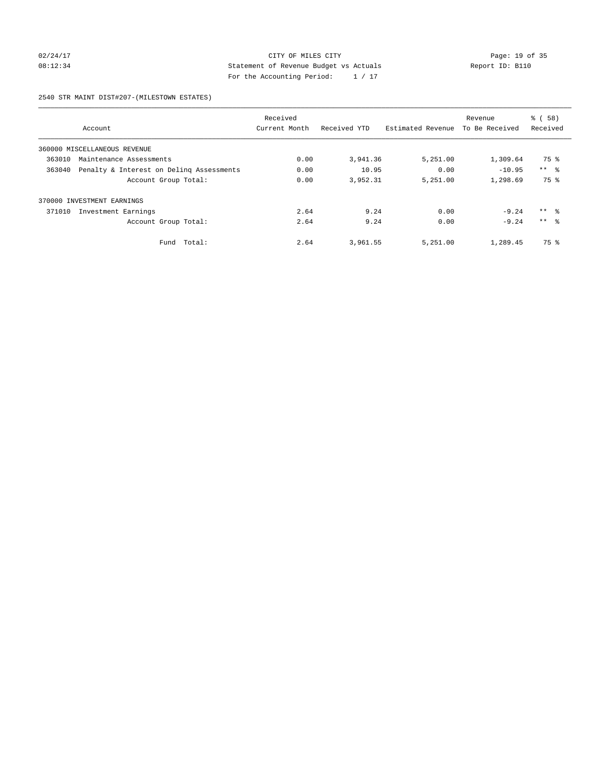CITY OF MILES CITY
Statement of Revenue Budget vs Actuals
For the Accounting Period: 1 / 17

02/24/17
08:12:34

Report ID: B110

2540 STR MAINT DIST#207-(MILESTOWN ESTATES)

| Account | Received Current Month | Received YTD | Estimated Revenue | Revenue To Be Received | % ( 58) Received |
|---|---|---|---|---|---|
| 360000 MISCELLANEOUS REVENUE | | | | | |
| 363010 Maintenance Assessments | 0.00 | 3,941.36 | 5,251.00 | 1,309.64 | 75 % |
| 363040 Penalty & Interest on Delinq Assessments | 0.00 | 10.95 | 0.00 | -10.95 | ** % |
| Account Group Total: | 0.00 | 3,952.31 | 5,251.00 | 1,298.69 | 75 % |
| 370000 INVESTMENT EARNINGS | | | | | |
| 371010 Investment Earnings | 2.64 | 9.24 | 0.00 | -9.24 | ** % |
| Account Group Total: | 2.64 | 9.24 | 0.00 | -9.24 | ** % |
| Fund Total: | 2.64 | 3,961.55 | 5,251.00 | 1,289.45 | 75 % |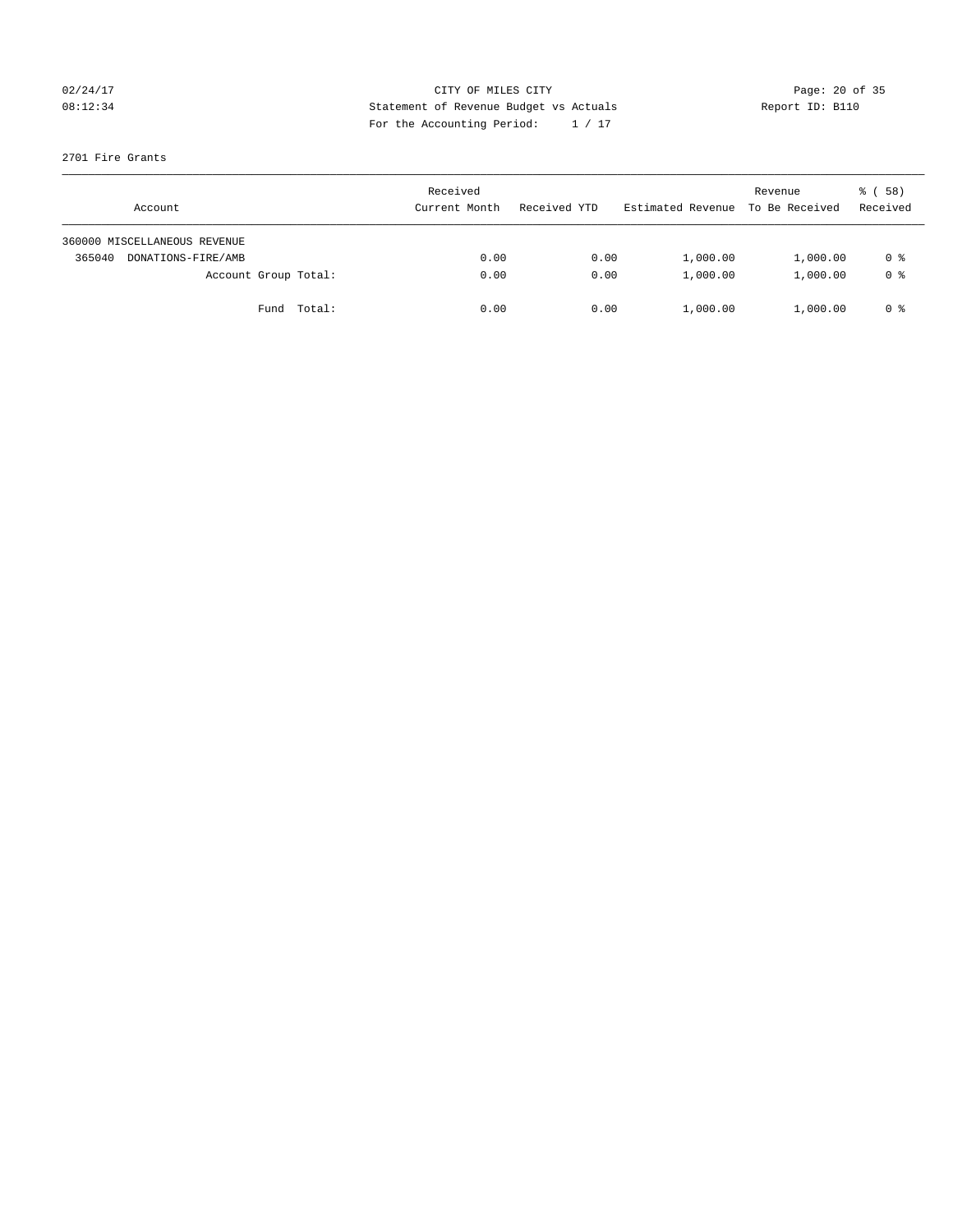CITY OF MILES CITY
Statement of Revenue Budget vs Actuals
For the Accounting Period: 1 / 17

02/24/17
08:12:34

Report ID: B110

2701 Fire Grants

| Account | Received Current Month | Received YTD | Estimated Revenue | Revenue To Be Received | % ( 58) Received |
|---|---|---|---|---|---|
| 360000 MISCELLANEOUS REVENUE | | | | | |
| 365040 DONATIONS-FIRE/AMB | 0.00 | 0.00 | 1,000.00 | 1,000.00 | 0 % |
| Account Group Total: | 0.00 | 0.00 | 1,000.00 | 1,000.00 | 0 % |
| Fund Total: | 0.00 | 0.00 | 1,000.00 | 1,000.00 | 0 % |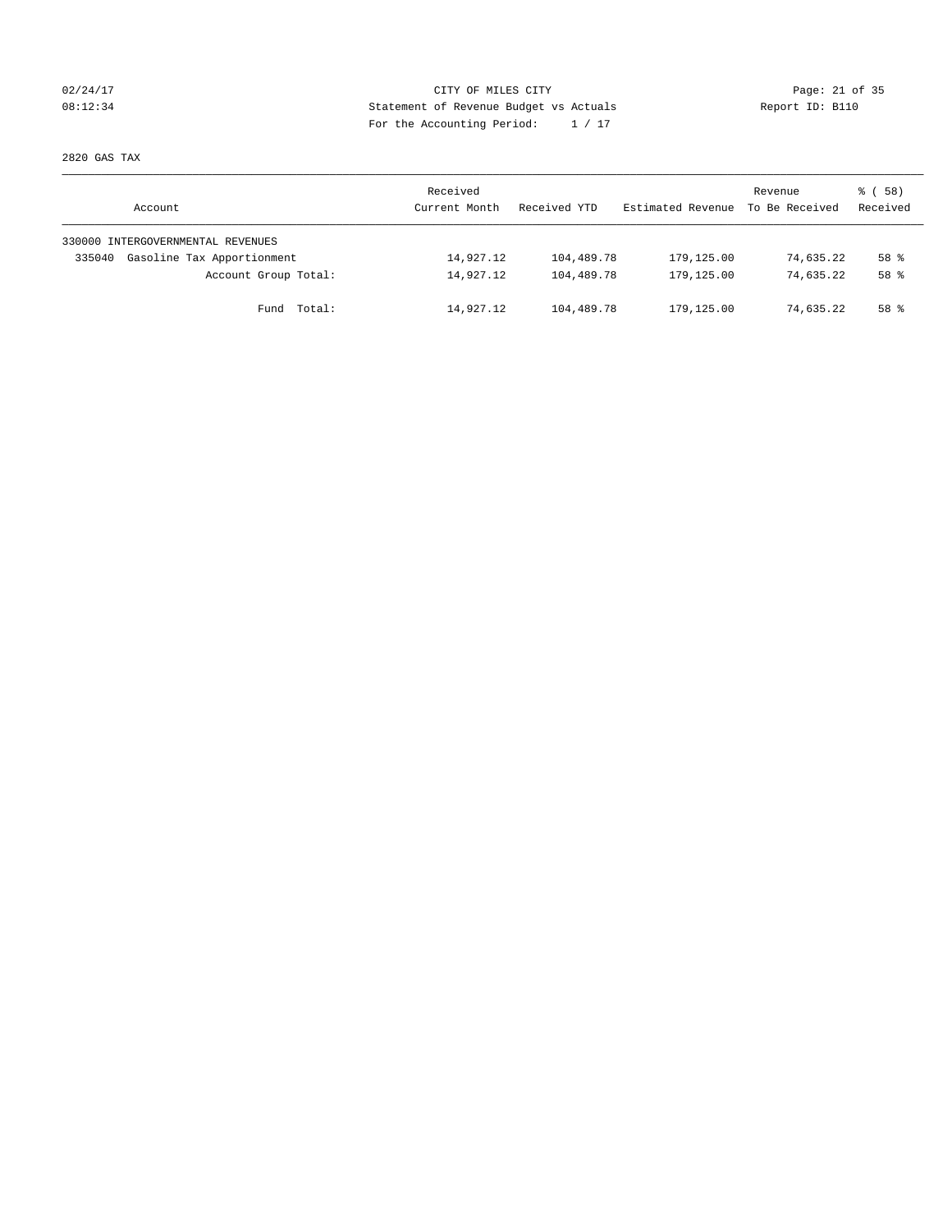CITY OF MILES CITY
Statement of Revenue Budget vs Actuals
For the Accounting Period: 1 / 17

02/24/17
08:12:34

Report ID: B110

2820 GAS TAX

| Account | Received Current Month | Received YTD | Estimated Revenue | Revenue To Be Received | % ( 58) Received |
|---|---|---|---|---|---|
| 330000 INTERGOVERNMENTAL REVENUES | | | | | |
| 335040 Gasoline Tax Apportionment | 14,927.12 | 104,489.78 | 179,125.00 | 74,635.22 | 58 % |
| Account Group Total: | 14,927.12 | 104,489.78 | 179,125.00 | 74,635.22 | 58 % |
| Fund Total: | 14,927.12 | 104,489.78 | 179,125.00 | 74,635.22 | 58 % |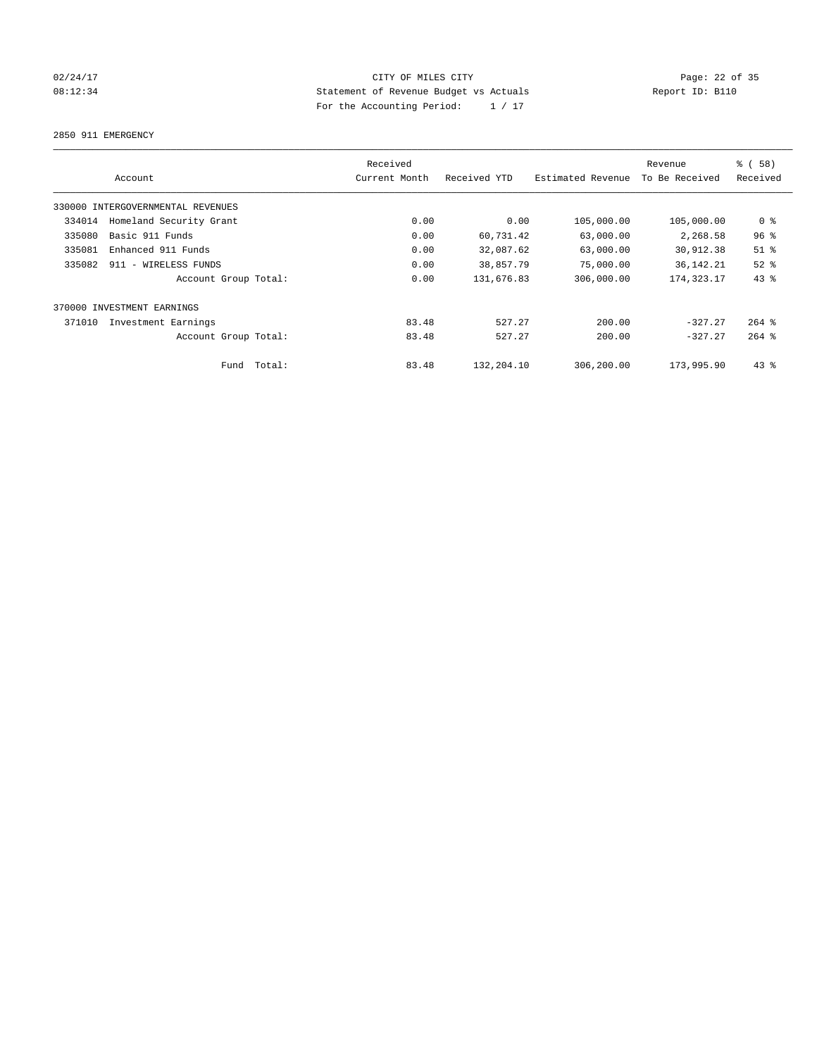CITY OF MILES CITY
Statement of Revenue Budget vs Actuals
For the Accounting Period: 1 / 17

02/24/17
08:12:34

Report ID: B110

2850 911 EMERGENCY

| Account | Received Current Month | Received YTD | Estimated Revenue | Revenue To Be Received | % ( 58) Received |
|---|---|---|---|---|---|
| 330000 INTERGOVERNMENTAL REVENUES | | | | | |
| 334014 Homeland Security Grant | 0.00 | 0.00 | 105,000.00 | 105,000.00 | 0 % |
| 335080 Basic 911 Funds | 0.00 | 60,731.42 | 63,000.00 | 2,268.58 | 96 % |
| 335081 Enhanced 911 Funds | 0.00 | 32,087.62 | 63,000.00 | 30,912.38 | 51 % |
| 335082 911 - WIRELESS FUNDS | 0.00 | 38,857.79 | 75,000.00 | 36,142.21 | 52 % |
| Account Group Total: | 0.00 | 131,676.83 | 306,000.00 | 174,323.17 | 43 % |
| 370000 INVESTMENT EARNINGS | | | | | |
| 371010 Investment Earnings | 83.48 | 527.27 | 200.00 | -327.27 | 264 % |
| Account Group Total: | 83.48 | 527.27 | 200.00 | -327.27 | 264 % |
| Fund Total: | 83.48 | 132,204.10 | 306,200.00 | 173,995.90 | 43 % |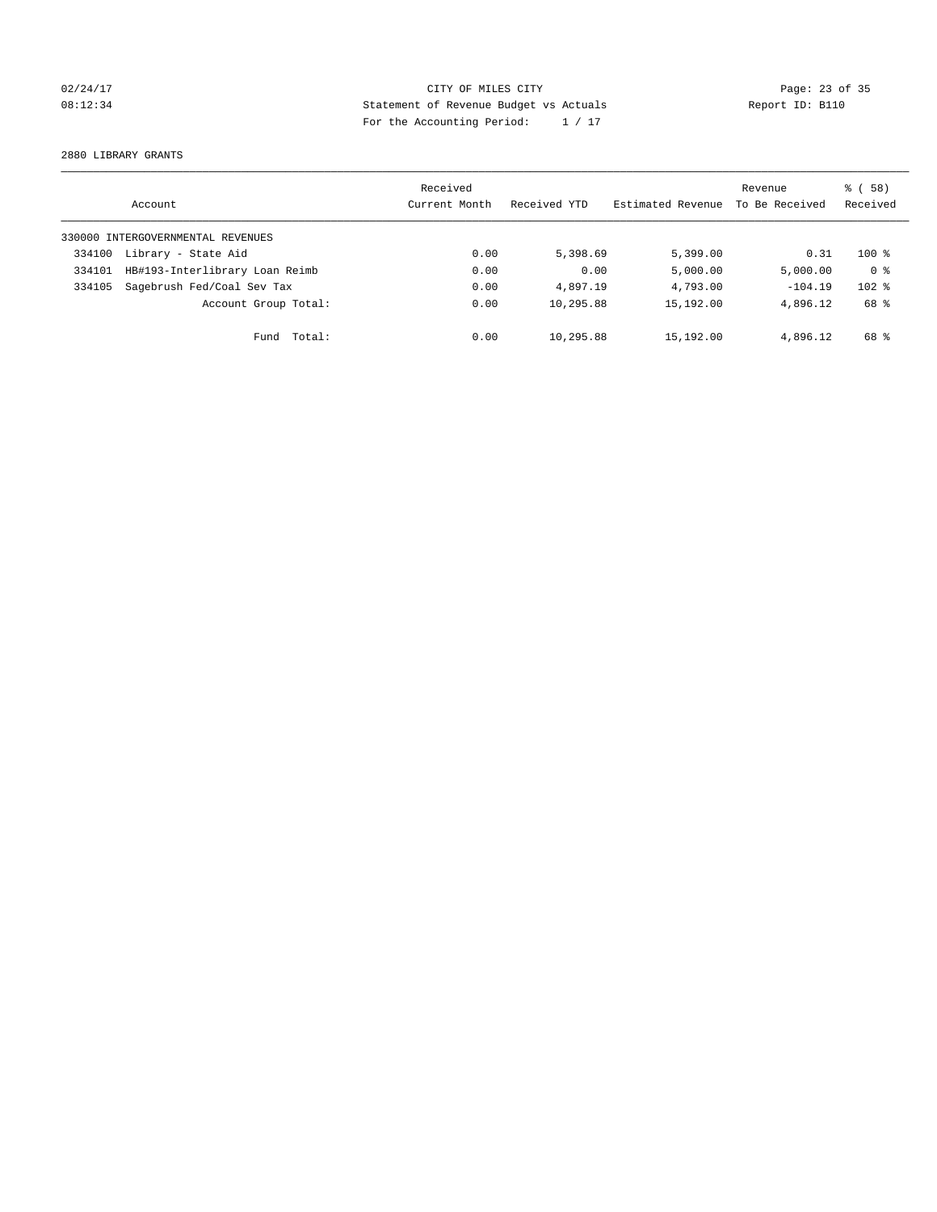CITY OF MILES CITY
Statement of Revenue Budget vs Actuals
For the Accounting Period: 1 / 17

02/24/17
08:12:34

Report ID: B110

2880 LIBRARY GRANTS

| Account | | Received Current Month | Received YTD | Estimated Revenue | Revenue To Be Received | % ( 58) Received |
|---|---|---|---|---|---|---|
| 330000 INTERGOVERNMENTAL REVENUES | | | | | | |
| 334100 | Library - State Aid | 0.00 | 5,398.69 | 5,399.00 | 0.31 | 100 % |
| 334101 | HB#193-Interlibrary Loan Reimb | 0.00 | 0.00 | 5,000.00 | 5,000.00 | 0 % |
| 334105 | Sagebrush Fed/Coal Sev Tax | 0.00 | 4,897.19 | 4,793.00 | -104.19 | 102 % |
| | Account Group Total: | 0.00 | 10,295.88 | 15,192.00 | 4,896.12 | 68 % |
| | Fund Total: | 0.00 | 10,295.88 | 15,192.00 | 4,896.12 | 68 % |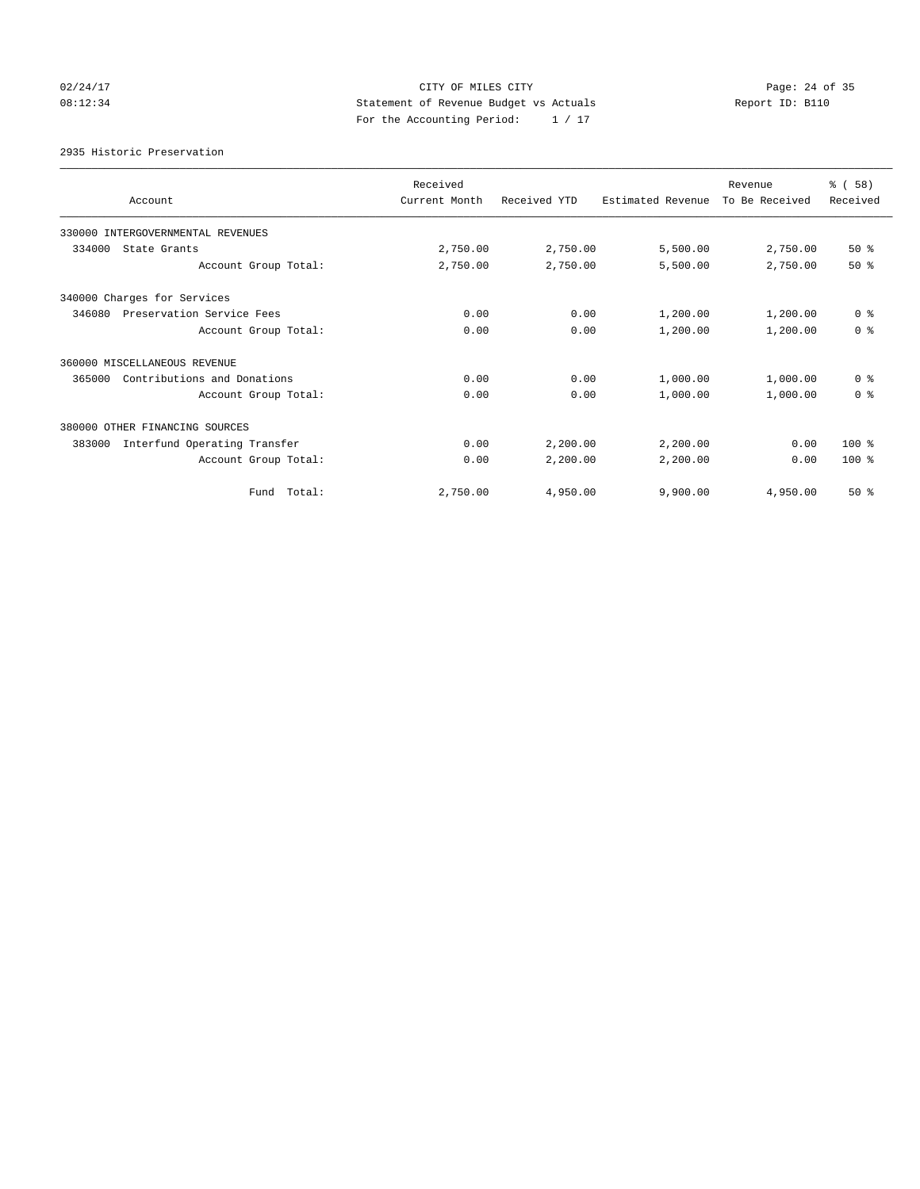02/24/17 CITY OF MILES CITY
08:12:34 Statement of Revenue Budget vs Actuals Report ID: B110
For the Accounting Period: 1 / 17

2935 Historic Preservation

| Account | Received Current Month | Received YTD | Estimated Revenue | Revenue To Be Received | % ( 58) Received |
|---|---|---|---|---|---|
| 330000 INTERGOVERNMENTAL REVENUES | | | | | |
| 334000 State Grants | 2,750.00 | 2,750.00 | 5,500.00 | 2,750.00 | 50 % |
| Account Group Total: | 2,750.00 | 2,750.00 | 5,500.00 | 2,750.00 | 50 % |
| 340000 Charges for Services | | | | | |
| 346080 Preservation Service Fees | 0.00 | 0.00 | 1,200.00 | 1,200.00 | 0 % |
| Account Group Total: | 0.00 | 0.00 | 1,200.00 | 1,200.00 | 0 % |
| 360000 MISCELLANEOUS REVENUE | | | | | |
| 365000 Contributions and Donations | 0.00 | 0.00 | 1,000.00 | 1,000.00 | 0 % |
| Account Group Total: | 0.00 | 0.00 | 1,000.00 | 1,000.00 | 0 % |
| 380000 OTHER FINANCING SOURCES | | | | | |
| 383000 Interfund Operating Transfer | 0.00 | 2,200.00 | 2,200.00 | 0.00 | 100 % |
| Account Group Total: | 0.00 | 2,200.00 | 2,200.00 | 0.00 | 100 % |
| Fund Total: | 2,750.00 | 4,950.00 | 9,900.00 | 4,950.00 | 50 % |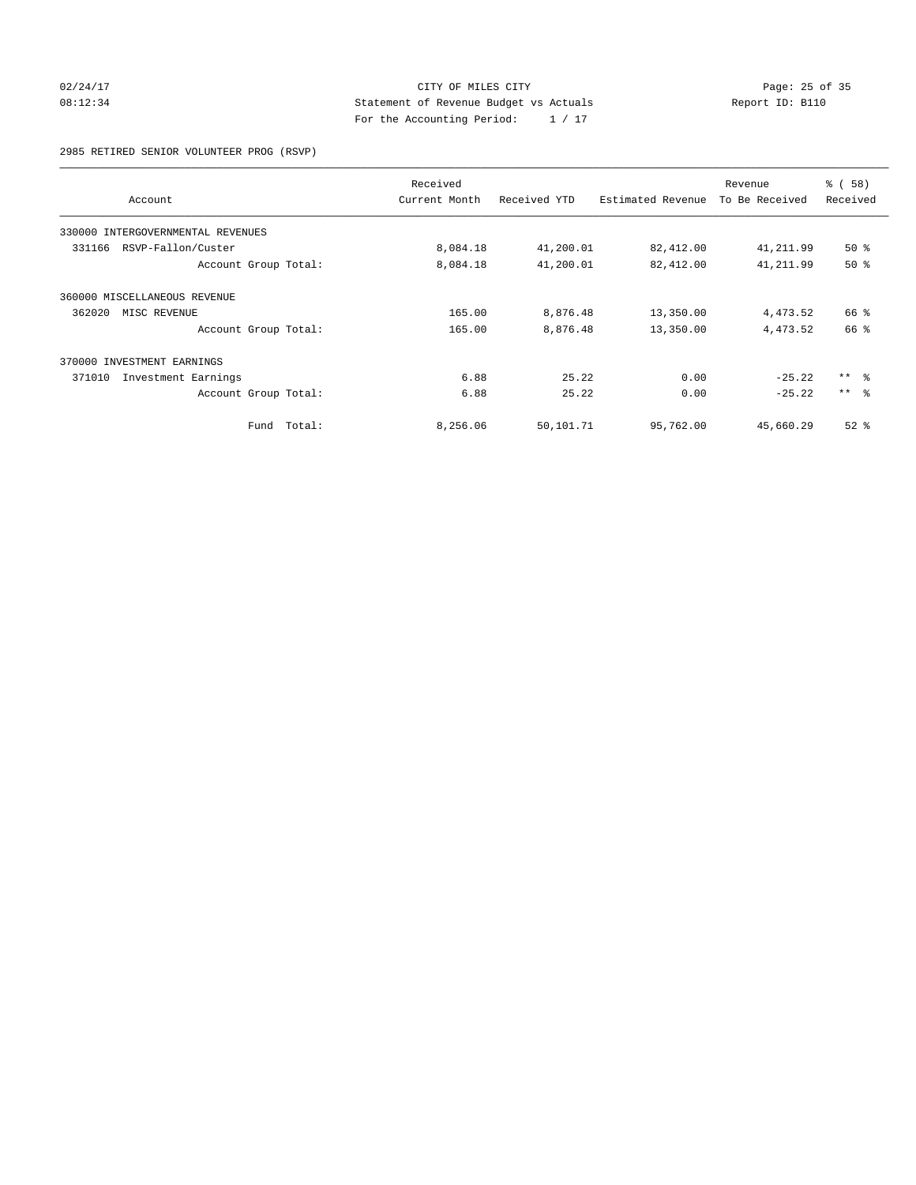CITY OF MILES CITY
Statement of Revenue Budget vs Actuals
For the Accounting Period: 1 / 17

02/24/17
08:12:34

Report ID: B110

2985 RETIRED SENIOR VOLUNTEER PROG (RSVP)

| Account | Received Current Month | Received YTD | Estimated Revenue | Revenue To Be Received | % ( 58) Received |
|---|---|---|---|---|---|
| 330000 INTERGOVERNMENTAL REVENUES | | | | | |
| 331166 RSVP-Fallon/Custer | 8,084.18 | 41,200.01 | 82,412.00 | 41,211.99 | 50 % |
| Account Group Total: | 8,084.18 | 41,200.01 | 82,412.00 | 41,211.99 | 50 % |
| 360000 MISCELLANEOUS REVENUE | | | | | |
| 362020 MISC REVENUE | 165.00 | 8,876.48 | 13,350.00 | 4,473.52 | 66 % |
| Account Group Total: | 165.00 | 8,876.48 | 13,350.00 | 4,473.52 | 66 % |
| 370000 INVESTMENT EARNINGS | | | | | |
| 371010 Investment Earnings | 6.88 | 25.22 | 0.00 | -25.22 | ** % |
| Account Group Total: | 6.88 | 25.22 | 0.00 | -25.22 | ** % |
| Fund Total: | 8,256.06 | 50,101.71 | 95,762.00 | 45,660.29 | 52 % |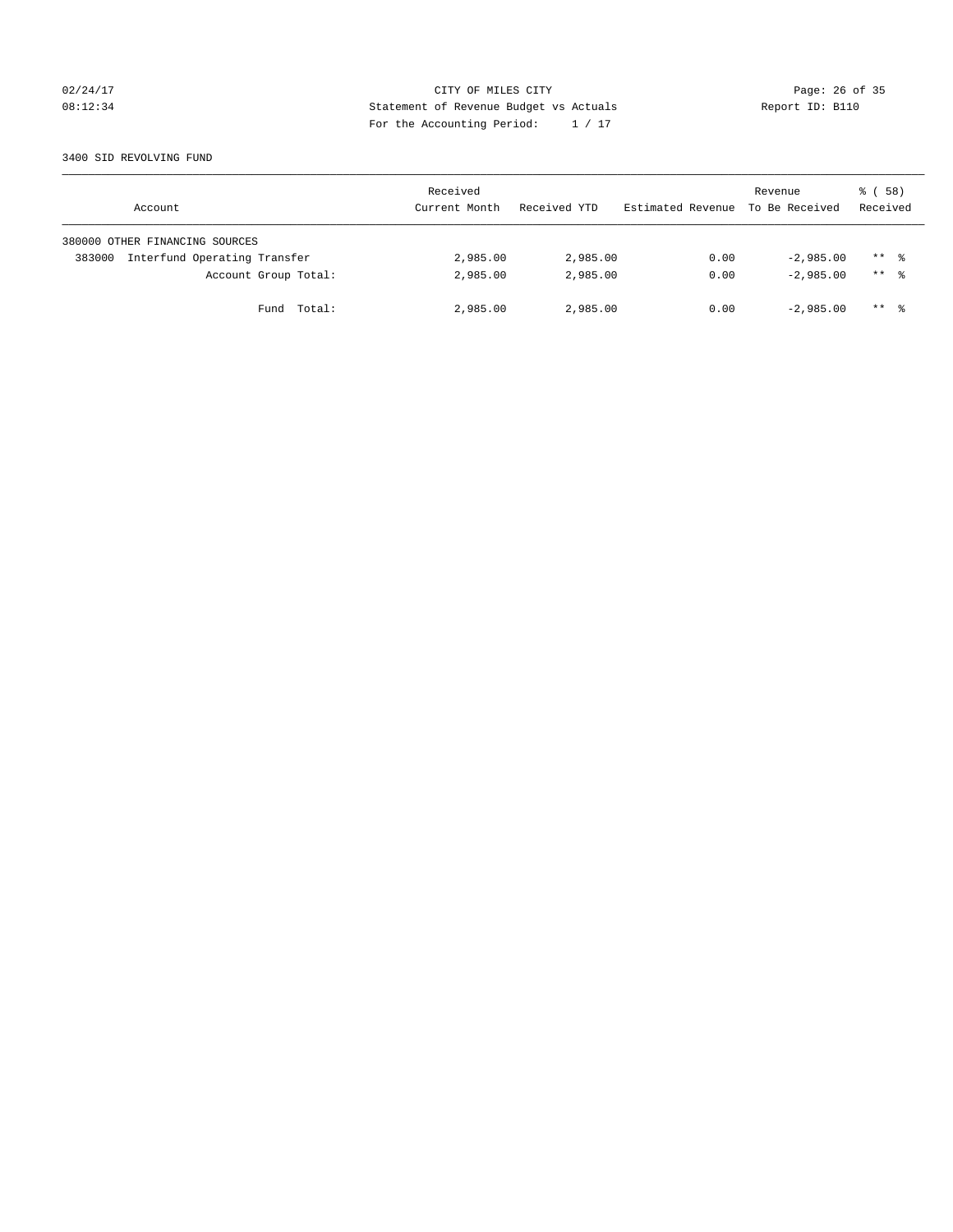CITY OF MILES CITY
Statement of Revenue Budget vs Actuals
For the Accounting Period: 1 / 17

02/24/17
08:12:34

Report ID: B110

3400 SID REVOLVING FUND

| Account | Received Current Month | Received YTD | Estimated Revenue | Revenue To Be Received | % ( 58) Received |
|---|---|---|---|---|---|
| 380000 OTHER FINANCING SOURCES | | | | | |
| 383000 Interfund Operating Transfer | 2,985.00 | 2,985.00 | 0.00 | -2,985.00 | ** % |
| Account Group Total: | 2,985.00 | 2,985.00 | 0.00 | -2,985.00 | ** % |
| Fund Total: | 2,985.00 | 2,985.00 | 0.00 | -2,985.00 | ** % |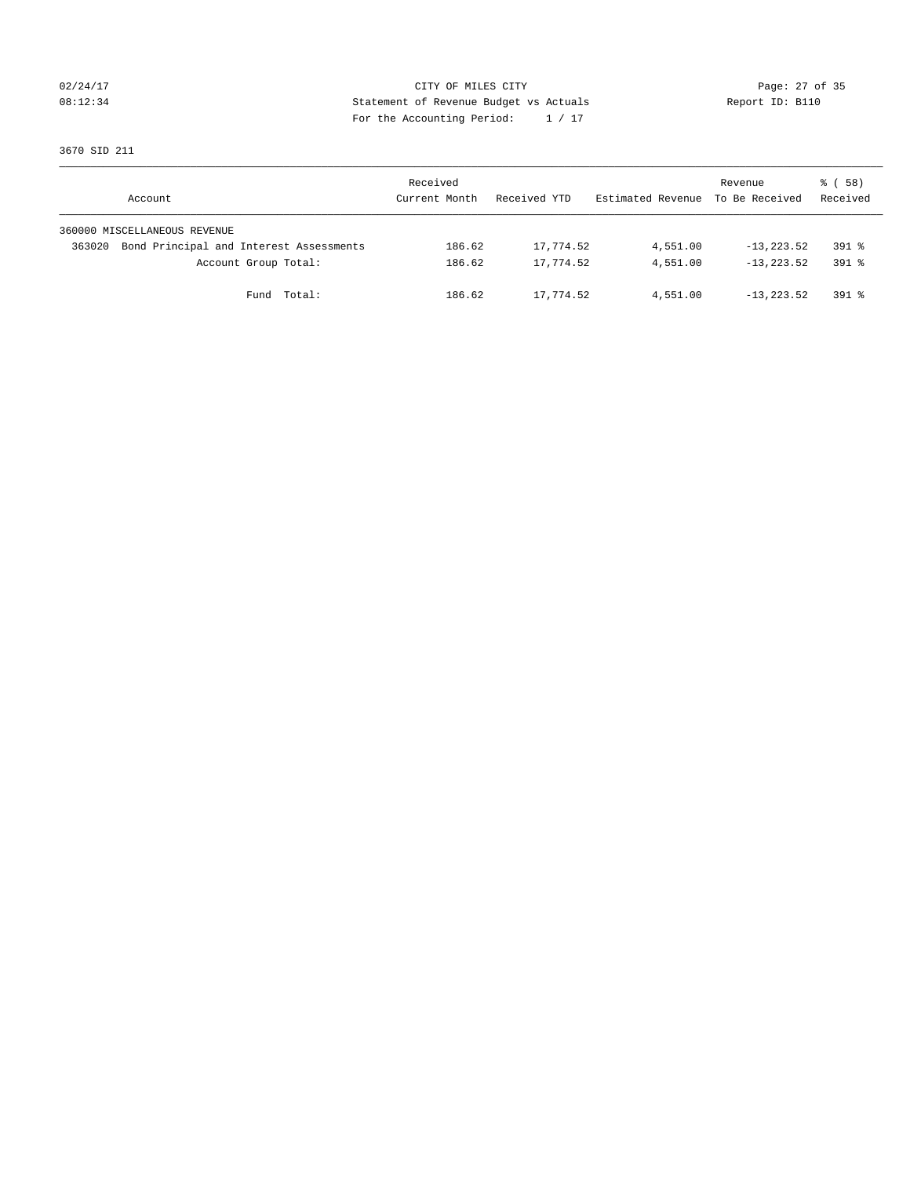CITY OF MILES CITY
Statement of Revenue Budget vs Actuals
For the Accounting Period: 1 / 17

02/24/17
08:12:34

Report ID: B110

3670 SID 211

| Account | Received Current Month | Received YTD | Estimated Revenue | Revenue To Be Received | % ( 58) Received |
|---|---|---|---|---|---|
| 360000 MISCELLANEOUS REVENUE | | | | | |
| 363020 Bond Principal and Interest Assessments | 186.62 | 17,774.52 | 4,551.00 | -13,223.52 | 391 % |
| Account Group Total: | 186.62 | 17,774.52 | 4,551.00 | -13,223.52 | 391 % |
| Fund Total: | 186.62 | 17,774.52 | 4,551.00 | -13,223.52 | 391 % |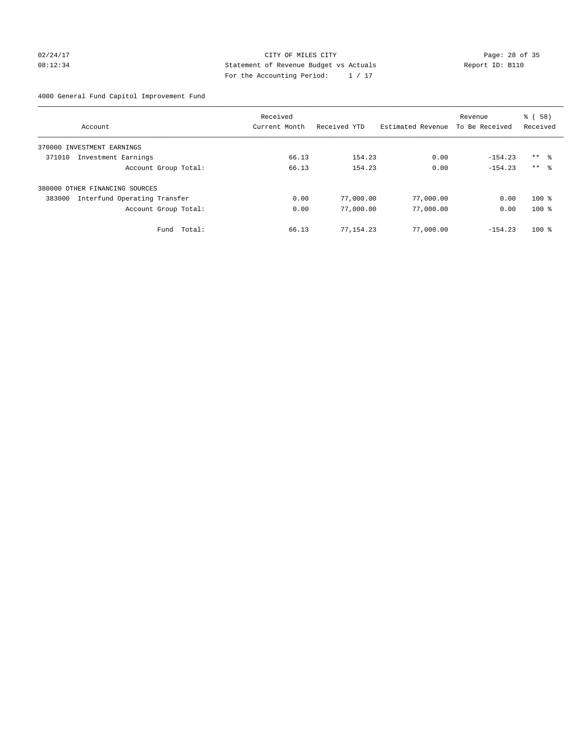CITY OF MILES CITY
Statement of Revenue Budget vs Actuals
For the Accounting Period: 1 / 17

02/24/17
08:12:34

Report ID: B110

4000 General Fund Capitol Improvement Fund

| Account | Received Current Month | Received YTD | Estimated Revenue | Revenue To Be Received | % ( 58) Received |
|---|---|---|---|---|---|
| 370000 INVESTMENT EARNINGS | | | | | |
| 371010 Investment Earnings | 66.13 | 154.23 | 0.00 | -154.23 | ** % |
| Account Group Total: | 66.13 | 154.23 | 0.00 | -154.23 | ** % |
| 380000 OTHER FINANCING SOURCES | | | | | |
| 383000 Interfund Operating Transfer | 0.00 | 77,000.00 | 77,000.00 | 0.00 | 100 % |
| Account Group Total: | 0.00 | 77,000.00 | 77,000.00 | 0.00 | 100 % |
| Fund Total: | 66.13 | 77,154.23 | 77,000.00 | -154.23 | 100 % |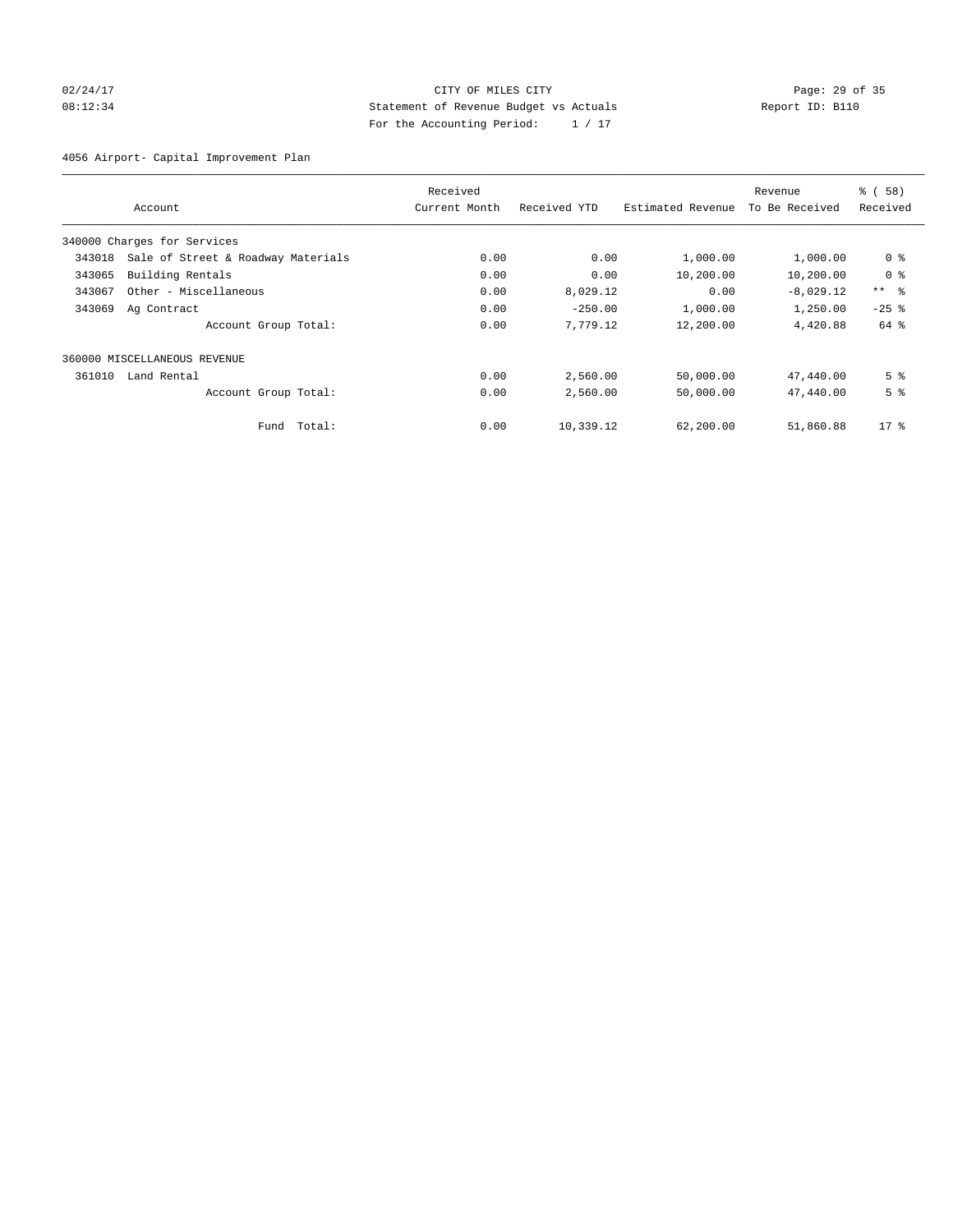CITY OF MILES CITY

Statement of Revenue Budget vs Actuals

For the Accounting Period: 1 / 17

02/24/17 08:12:34 Report ID: B110

4056 Airport- Capital Improvement Plan

| Account | | Received Current Month | Received YTD | Estimated Revenue | Revenue To Be Received | % ( 58) Received |
|---|---|---|---|---|---|---|
| 340000 Charges for Services | | | | | | |
| 343018 | Sale of Street & Roadway Materials | 0.00 | 0.00 | 1,000.00 | 1,000.00 | 0 % |
| 343065 | Building Rentals | 0.00 | 0.00 | 10,200.00 | 10,200.00 | 0 % |
| 343067 | Other - Miscellaneous | 0.00 | 8,029.12 | 0.00 | -8,029.12 | ** % |
| 343069 | Ag Contract | 0.00 | -250.00 | 1,000.00 | 1,250.00 | -25 % |
| | Account Group Total: | 0.00 | 7,779.12 | 12,200.00 | 4,420.88 | 64 % |
| 360000 MISCELLANEOUS REVENUE | | | | | | |
| 361010 | Land Rental | 0.00 | 2,560.00 | 50,000.00 | 47,440.00 | 5 % |
| | Account Group Total: | 0.00 | 2,560.00 | 50,000.00 | 47,440.00 | 5 % |
| | Fund Total: | 0.00 | 10,339.12 | 62,200.00 | 51,860.88 | 17 % |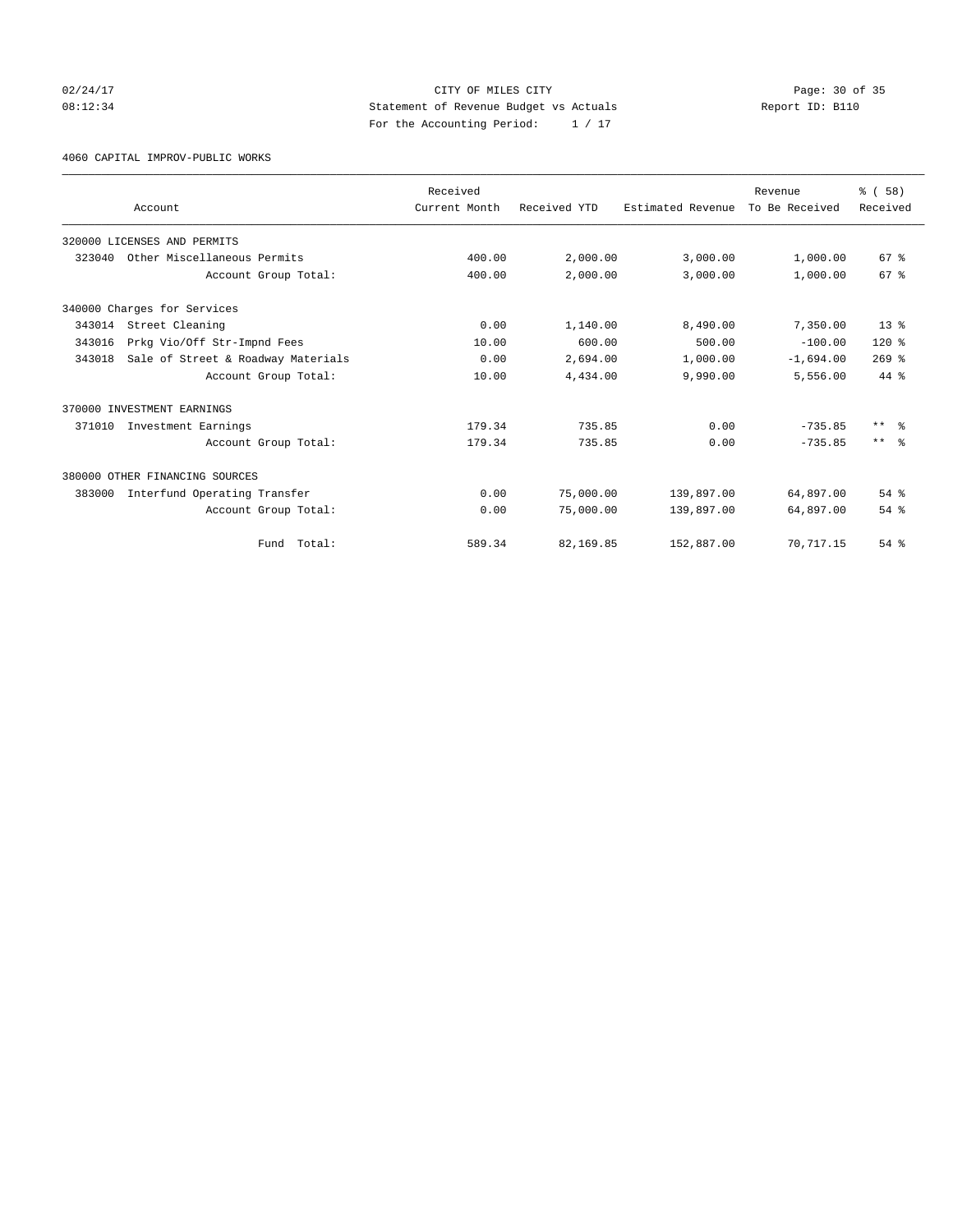CITY OF MILES CITY
Statement of Revenue Budget vs Actuals
For the Accounting Period: 1 / 17

02/24/17
08:12:34

Report ID: B110

4060 CAPITAL IMPROV-PUBLIC WORKS

| Account | Received Current Month | Received YTD | Estimated Revenue | Revenue To Be Received | % ( 58) Received |
|---|---|---|---|---|---|
| 320000 LICENSES AND PERMITS | | | | | |
| 323040 Other Miscellaneous Permits | 400.00 | 2,000.00 | 3,000.00 | 1,000.00 | 67 % |
| Account Group Total: | 400.00 | 2,000.00 | 3,000.00 | 1,000.00 | 67 % |
| 340000 Charges for Services | | | | | |
| 343014 Street Cleaning | 0.00 | 1,140.00 | 8,490.00 | 7,350.00 | 13 % |
| 343016 Prkg Vio/Off Str-Impnd Fees | 10.00 | 600.00 | 500.00 | -100.00 | 120 % |
| 343018 Sale of Street & Roadway Materials | 0.00 | 2,694.00 | 1,000.00 | -1,694.00 | 269 % |
| Account Group Total: | 10.00 | 4,434.00 | 9,990.00 | 5,556.00 | 44 % |
| 370000 INVESTMENT EARNINGS | | | | | |
| 371010 Investment Earnings | 179.34 | 735.85 | 0.00 | -735.85 | ** % |
| Account Group Total: | 179.34 | 735.85 | 0.00 | -735.85 | ** % |
| 380000 OTHER FINANCING SOURCES | | | | | |
| 383000 Interfund Operating Transfer | 0.00 | 75,000.00 | 139,897.00 | 64,897.00 | 54 % |
| Account Group Total: | 0.00 | 75,000.00 | 139,897.00 | 64,897.00 | 54 % |
| Fund Total: | 589.34 | 82,169.85 | 152,887.00 | 70,717.15 | 54 % |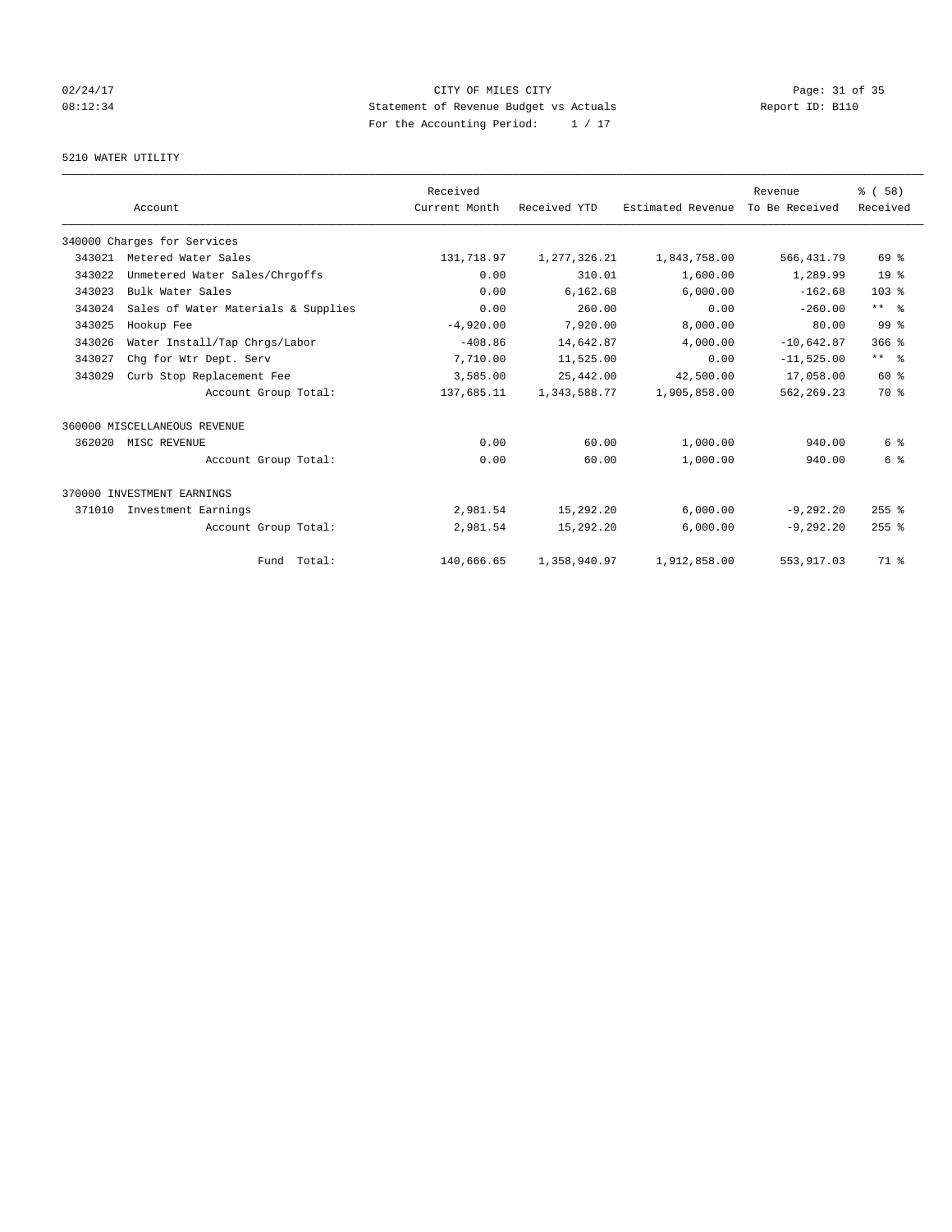# CITY OF MILES CITY

Statement of Revenue Budget vs Actuals

For the Accounting Period: 1 / 17

02/24/17 08:12:34 — Report ID: B110

## 5210 WATER UTILITY

| Account | | Received Current Month | Received YTD | Estimated Revenue | Revenue To Be Received | % ( 58) Received |
|---|---|---|---|---|---|---|
| 340000 Charges for Services | | | | | | |
| 343021 | Metered Water Sales | 131,718.97 | 1,277,326.21 | 1,843,758.00 | 566,431.79 | 69 % |
| 343022 | Unmetered Water Sales/Chrgoffs | 0.00 | 310.01 | 1,600.00 | 1,289.99 | 19 % |
| 343023 | Bulk Water Sales | 0.00 | 6,162.68 | 6,000.00 | -162.68 | 103 % |
| 343024 | Sales of Water Materials & Supplies | 0.00 | 260.00 | 0.00 | -260.00 | ** % |
| 343025 | Hookup Fee | -4,920.00 | 7,920.00 | 8,000.00 | 80.00 | 99 % |
| 343026 | Water Install/Tap Chrgs/Labor | -408.86 | 14,642.87 | 4,000.00 | -10,642.87 | 366 % |
| 343027 | Chg for Wtr Dept. Serv | 7,710.00 | 11,525.00 | 0.00 | -11,525.00 | ** % |
| 343029 | Curb Stop Replacement Fee | 3,585.00 | 25,442.00 | 42,500.00 | 17,058.00 | 60 % |
| | Account Group Total: | 137,685.11 | 1,343,588.77 | 1,905,858.00 | 562,269.23 | 70 % |
| 360000 MISCELLANEOUS REVENUE | | | | | | |
| 362020 | MISC REVENUE | 0.00 | 60.00 | 1,000.00 | 940.00 | 6 % |
| | Account Group Total: | 0.00 | 60.00 | 1,000.00 | 940.00 | 6 % |
| 370000 INVESTMENT EARNINGS | | | | | | |
| 371010 | Investment Earnings | 2,981.54 | 15,292.20 | 6,000.00 | -9,292.20 | 255 % |
| | Account Group Total: | 2,981.54 | 15,292.20 | 6,000.00 | -9,292.20 | 255 % |
| | Fund Total: | 140,666.65 | 1,358,940.97 | 1,912,858.00 | 553,917.03 | 71 % |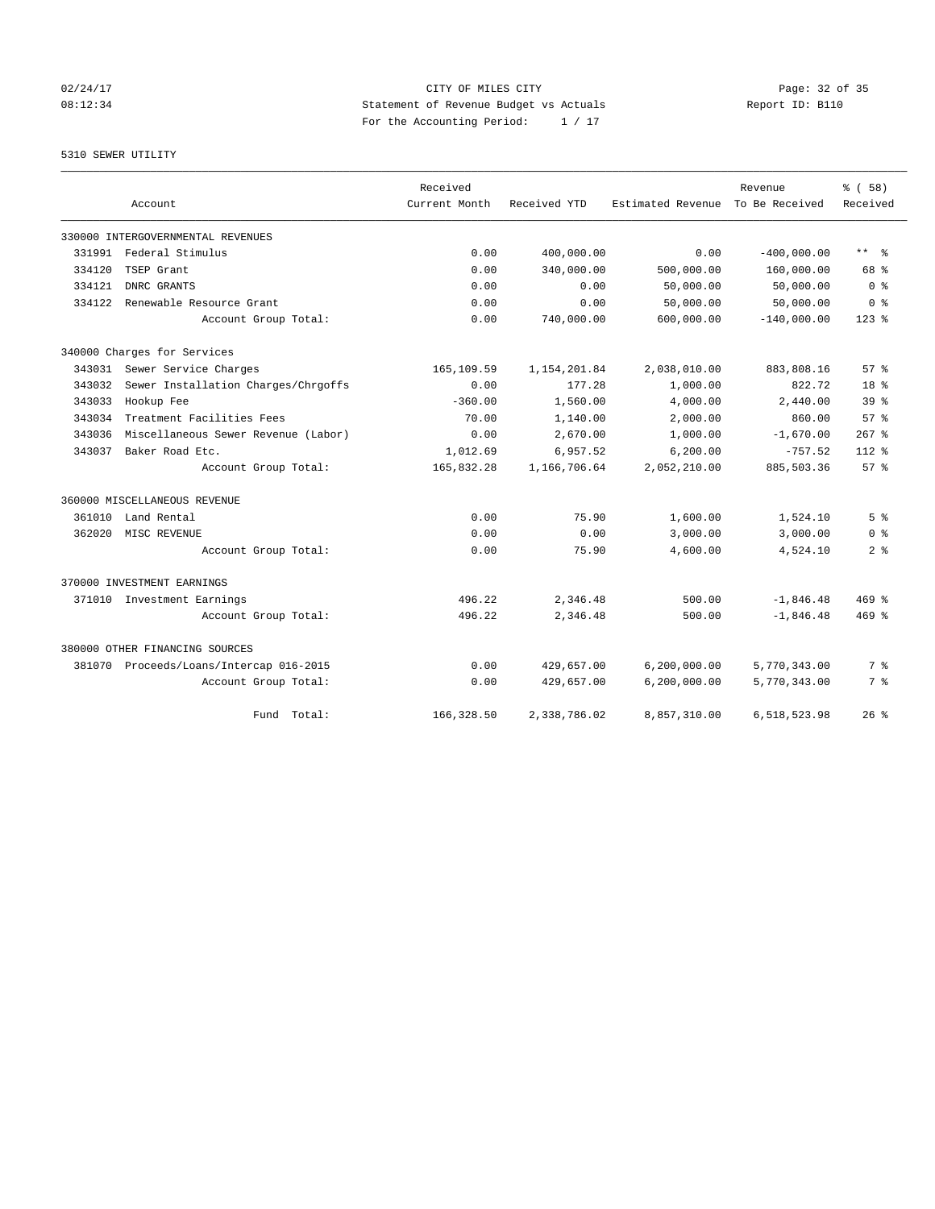02/24/17 CITY OF MILES CITY
08:12:34 Statement of Revenue Budget vs Actuals Report ID: B110
For the Accounting Period: 1 / 17

5310 SEWER UTILITY

| Account | Received Current Month | Received YTD | Estimated Revenue | Revenue To Be Received | % ( 58) Received |
|---|---|---|---|---|---|
| 330000 INTERGOVERNMENTAL REVENUES | | | | | |
| 331991 Federal Stimulus | 0.00 | 400,000.00 | 0.00 | -400,000.00 | ** % |
| 334120 TSEP Grant | 0.00 | 340,000.00 | 500,000.00 | 160,000.00 | 68 % |
| 334121 DNRC GRANTS | 0.00 | 0.00 | 50,000.00 | 50,000.00 | 0 % |
| 334122 Renewable Resource Grant | 0.00 | 0.00 | 50,000.00 | 50,000.00 | 0 % |
| Account Group Total: | 0.00 | 740,000.00 | 600,000.00 | -140,000.00 | 123 % |
| 340000 Charges for Services | | | | | |
| 343031 Sewer Service Charges | 165,109.59 | 1,154,201.84 | 2,038,010.00 | 883,808.16 | 57 % |
| 343032 Sewer Installation Charges/Chrgoffs | 0.00 | 177.28 | 1,000.00 | 822.72 | 18 % |
| 343033 Hookup Fee | -360.00 | 1,560.00 | 4,000.00 | 2,440.00 | 39 % |
| 343034 Treatment Facilities Fees | 70.00 | 1,140.00 | 2,000.00 | 860.00 | 57 % |
| 343036 Miscellaneous Sewer Revenue (Labor) | 0.00 | 2,670.00 | 1,000.00 | -1,670.00 | 267 % |
| 343037 Baker Road Etc. | 1,012.69 | 6,957.52 | 6,200.00 | -757.52 | 112 % |
| Account Group Total: | 165,832.28 | 1,166,706.64 | 2,052,210.00 | 885,503.36 | 57 % |
| 360000 MISCELLANEOUS REVENUE | | | | | |
| 361010 Land Rental | 0.00 | 75.90 | 1,600.00 | 1,524.10 | 5 % |
| 362020 MISC REVENUE | 0.00 | 0.00 | 3,000.00 | 3,000.00 | 0 % |
| Account Group Total: | 0.00 | 75.90 | 4,600.00 | 4,524.10 | 2 % |
| 370000 INVESTMENT EARNINGS | | | | | |
| 371010 Investment Earnings | 496.22 | 2,346.48 | 500.00 | -1,846.48 | 469 % |
| Account Group Total: | 496.22 | 2,346.48 | 500.00 | -1,846.48 | 469 % |
| 380000 OTHER FINANCING SOURCES | | | | | |
| 381070 Proceeds/Loans/Intercap 016-2015 | 0.00 | 429,657.00 | 6,200,000.00 | 5,770,343.00 | 7 % |
| Account Group Total: | 0.00 | 429,657.00 | 6,200,000.00 | 5,770,343.00 | 7 % |
| Fund Total: | 166,328.50 | 2,338,786.02 | 8,857,310.00 | 6,518,523.98 | 26 % |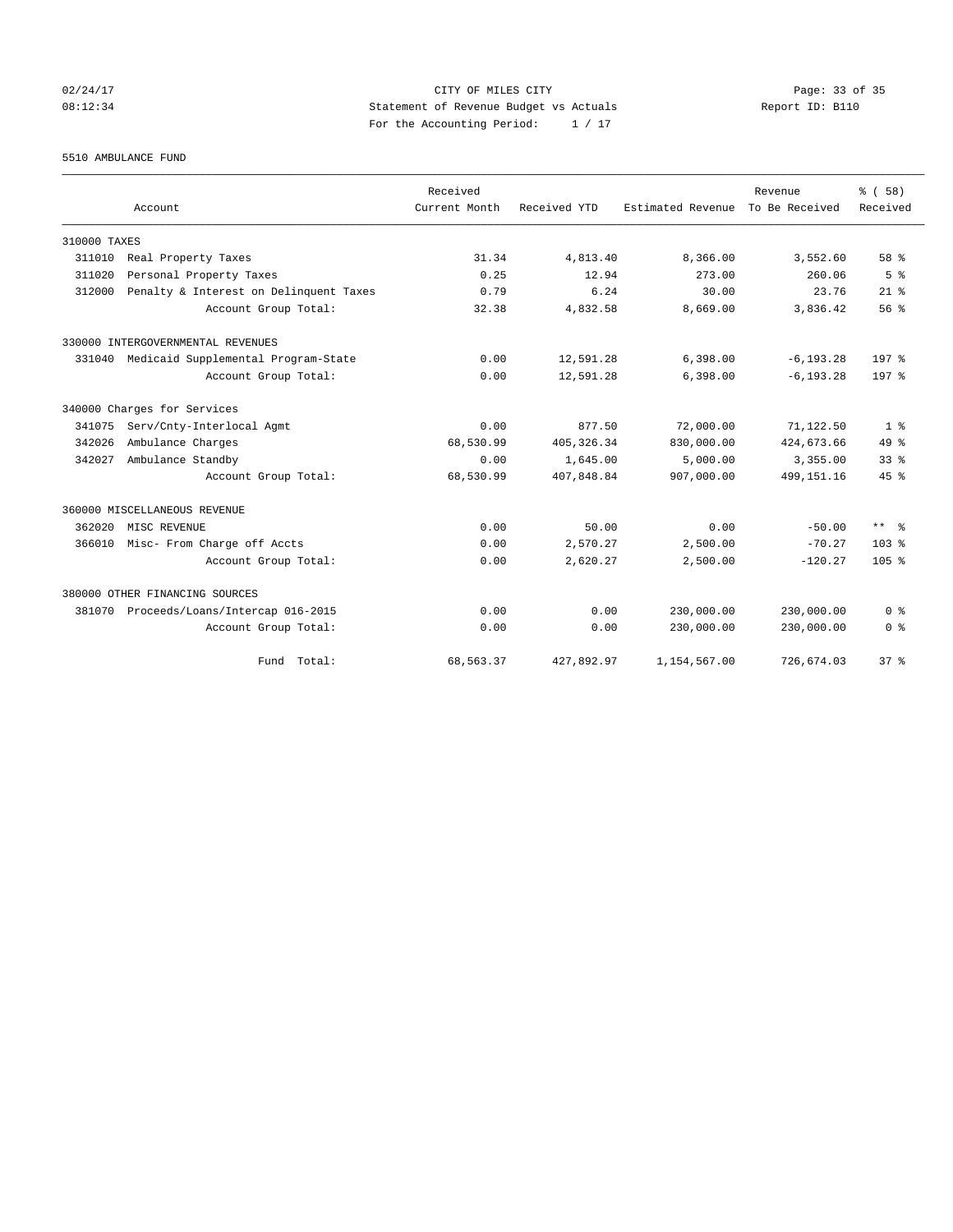CITY OF MILES CITY
Statement of Revenue Budget vs Actuals
For the Accounting Period: 1 / 17

02/24/17
08:12:34

Report ID: B110

5510 AMBULANCE FUND

| Account | | Received Current Month | Received YTD | Estimated Revenue | Revenue To Be Received | % ( 58) Received |
|---|---|---|---|---|---|---|
| 310000 TAXES | | | | | | |
| 311010 | Real Property Taxes | 31.34 | 4,813.40 | 8,366.00 | 3,552.60 | 58 % |
| 311020 | Personal Property Taxes | 0.25 | 12.94 | 273.00 | 260.06 | 5 % |
| 312000 | Penalty & Interest on Delinquent Taxes | 0.79 | 6.24 | 30.00 | 23.76 | 21 % |
| | Account Group Total: | 32.38 | 4,832.58 | 8,669.00 | 3,836.42 | 56 % |
| 330000 INTERGOVERNMENTAL REVENUES | | | | | | |
| 331040 | Medicaid Supplemental Program-State | 0.00 | 12,591.28 | 6,398.00 | -6,193.28 | 197 % |
| | Account Group Total: | 0.00 | 12,591.28 | 6,398.00 | -6,193.28 | 197 % |
| 340000 Charges for Services | | | | | | |
| 341075 | Serv/Cnty-Interlocal Agmt | 0.00 | 877.50 | 72,000.00 | 71,122.50 | 1 % |
| 342026 | Ambulance Charges | 68,530.99 | 405,326.34 | 830,000.00 | 424,673.66 | 49 % |
| 342027 | Ambulance Standby | 0.00 | 1,645.00 | 5,000.00 | 3,355.00 | 33 % |
| | Account Group Total: | 68,530.99 | 407,848.84 | 907,000.00 | 499,151.16 | 45 % |
| 360000 MISCELLANEOUS REVENUE | | | | | | |
| 362020 | MISC REVENUE | 0.00 | 50.00 | 0.00 | -50.00 | ** % |
| 366010 | Misc- From Charge off Accts | 0.00 | 2,570.27 | 2,500.00 | -70.27 | 103 % |
| | Account Group Total: | 0.00 | 2,620.27 | 2,500.00 | -120.27 | 105 % |
| 380000 OTHER FINANCING SOURCES | | | | | | |
| 381070 | Proceeds/Loans/Intercap 016-2015 | 0.00 | 0.00 | 230,000.00 | 230,000.00 | 0 % |
| | Account Group Total: | 0.00 | 0.00 | 230,000.00 | 230,000.00 | 0 % |
| | Fund Total: | 68,563.37 | 427,892.97 | 1,154,567.00 | 726,674.03 | 37 % |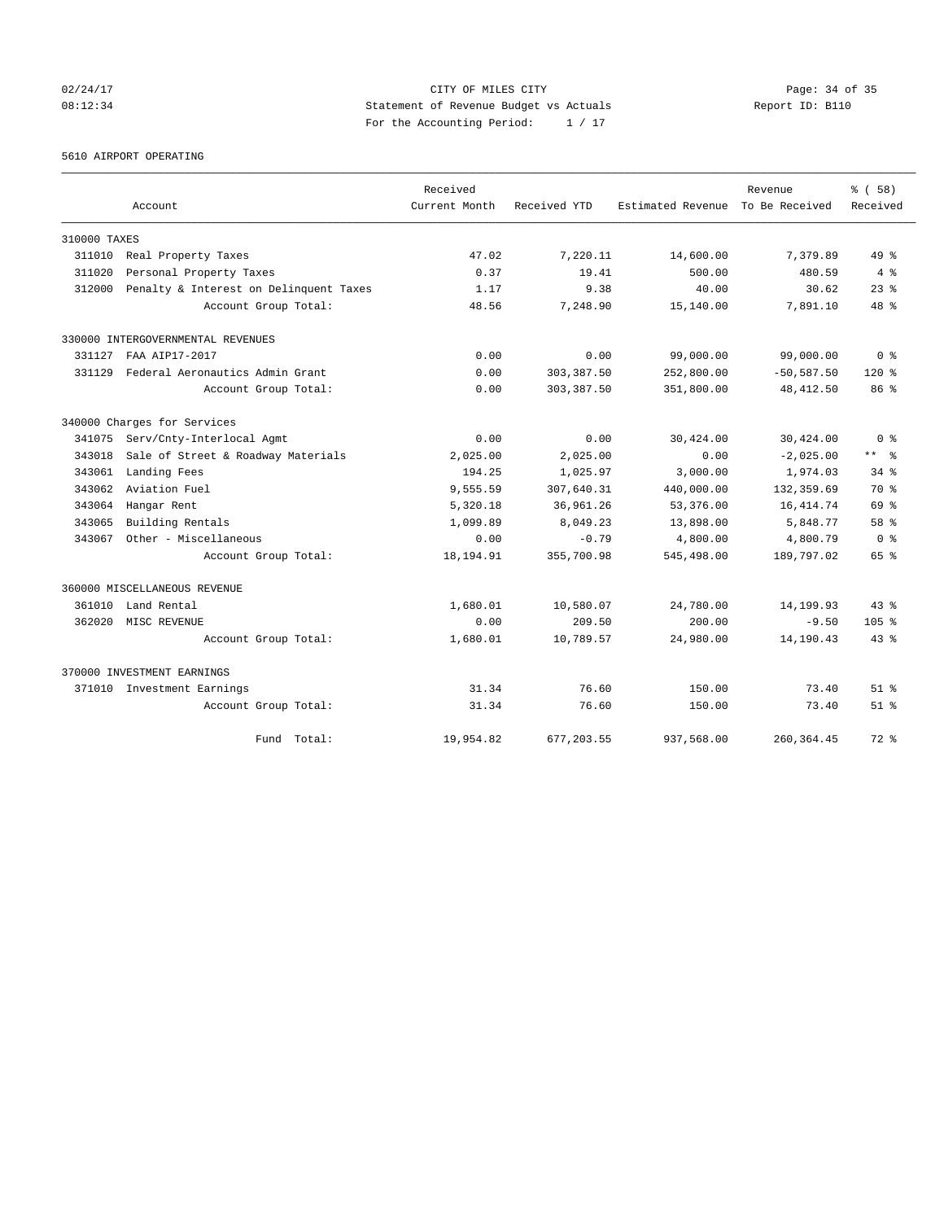CITY OF MILES CITY
Statement of Revenue Budget vs Actuals
For the Accounting Period: 1 / 17

02/24/17 08:12:34 — Report ID: B110

5610 AIRPORT OPERATING

| Account | | Received Current Month | Received YTD | Estimated Revenue | Revenue To Be Received | % ( 58) Received |
|---|---|---|---|---|---|---|
| 310000 TAXES | | | | | | |
| 311010 | Real Property Taxes | 47.02 | 7,220.11 | 14,600.00 | 7,379.89 | 49 % |
| 311020 | Personal Property Taxes | 0.37 | 19.41 | 500.00 | 480.59 | 4 % |
| 312000 | Penalty & Interest on Delinquent Taxes | 1.17 | 9.38 | 40.00 | 30.62 | 23 % |
| | Account Group Total: | 48.56 | 7,248.90 | 15,140.00 | 7,891.10 | 48 % |
| 330000 INTERGOVERNMENTAL REVENUES | | | | | | |
| 331127 | FAA AIP17-2017 | 0.00 | 0.00 | 99,000.00 | 99,000.00 | 0 % |
| 331129 | Federal Aeronautics Admin Grant | 0.00 | 303,387.50 | 252,800.00 | -50,587.50 | 120 % |
| | Account Group Total: | 0.00 | 303,387.50 | 351,800.00 | 48,412.50 | 86 % |
| 340000 Charges for Services | | | | | | |
| 341075 | Serv/Cnty-Interlocal Agmt | 0.00 | 0.00 | 30,424.00 | 30,424.00 | 0 % |
| 343018 | Sale of Street & Roadway Materials | 2,025.00 | 2,025.00 | 0.00 | -2,025.00 | ** % |
| 343061 | Landing Fees | 194.25 | 1,025.97 | 3,000.00 | 1,974.03 | 34 % |
| 343062 | Aviation Fuel | 9,555.59 | 307,640.31 | 440,000.00 | 132,359.69 | 70 % |
| 343064 | Hangar Rent | 5,320.18 | 36,961.26 | 53,376.00 | 16,414.74 | 69 % |
| 343065 | Building Rentals | 1,099.89 | 8,049.23 | 13,898.00 | 5,848.77 | 58 % |
| 343067 | Other - Miscellaneous | 0.00 | -0.79 | 4,800.00 | 4,800.79 | 0 % |
| | Account Group Total: | 18,194.91 | 355,700.98 | 545,498.00 | 189,797.02 | 65 % |
| 360000 MISCELLANEOUS REVENUE | | | | | | |
| 361010 | Land Rental | 1,680.01 | 10,580.07 | 24,780.00 | 14,199.93 | 43 % |
| 362020 | MISC REVENUE | 0.00 | 209.50 | 200.00 | -9.50 | 105 % |
| | Account Group Total: | 1,680.01 | 10,789.57 | 24,980.00 | 14,190.43 | 43 % |
| 370000 INVESTMENT EARNINGS | | | | | | |
| 371010 | Investment Earnings | 31.34 | 76.60 | 150.00 | 73.40 | 51 % |
| | Account Group Total: | 31.34 | 76.60 | 150.00 | 73.40 | 51 % |
| | Fund Total: | 19,954.82 | 677,203.55 | 937,568.00 | 260,364.45 | 72 % |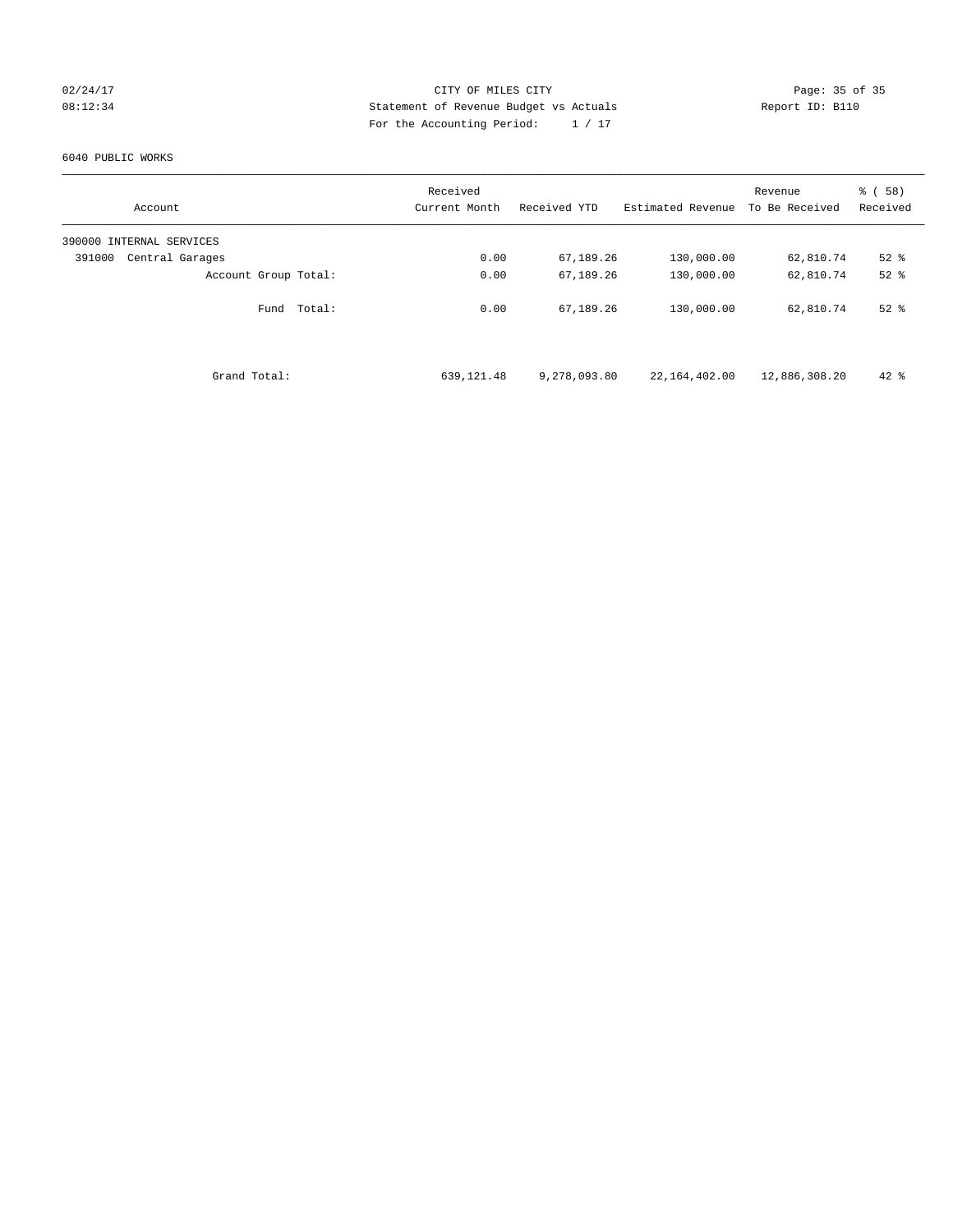CITY OF MILES CITY

Statement of Revenue Budget vs Actuals

For the Accounting Period: 1 / 17

02/24/17 08:12:34 Report ID: B110

6040 PUBLIC WORKS

| Account | Received Current Month | Received YTD | Estimated Revenue | Revenue To Be Received | % ( 58) Received |
|---|---|---|---|---|---|
| 390000 INTERNAL SERVICES | | | | | |
| 391000 Central Garages | 0.00 | 67,189.26 | 130,000.00 | 62,810.74 | 52 % |
| Account Group Total: | 0.00 | 67,189.26 | 130,000.00 | 62,810.74 | 52 % |
| Fund Total: | 0.00 | 67,189.26 | 130,000.00 | 62,810.74 | 52 % |
| Grand Total: | 639,121.48 | 9,278,093.80 | 22,164,402.00 | 12,886,308.20 | 42 % |